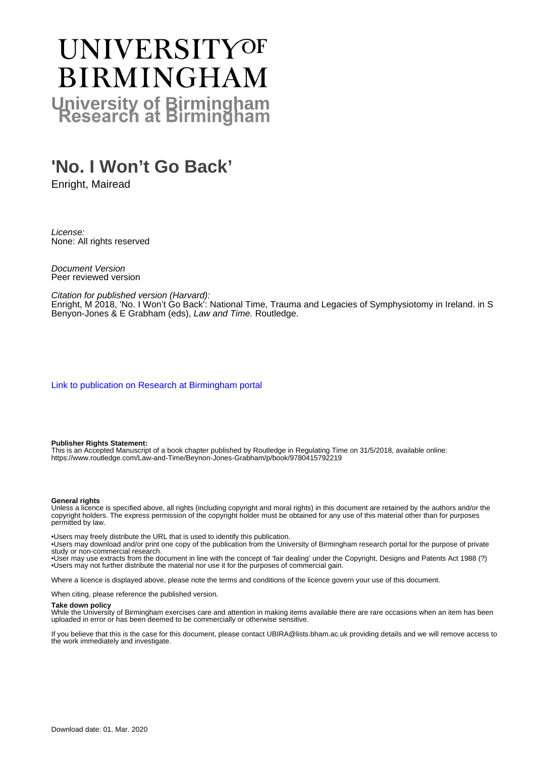# UNIVERSITY OF BIRMINGHAM

**University of Birmingham Research at Birmingham**

# 'No. I Won't Go Back'

Enright, Mairead

*License:*
None: All rights reserved

*Document Version*
Peer reviewed version

*Citation for published version (Harvard):*
Enright, M 2018, 'No. I Won't Go Back': National Time, Trauma and Legacies of Symphysiotomy in Ireland. in S Benyon-Jones & E Grabham (eds), *Law and Time.* Routledge.

Link to publication on Research at Birmingham portal

**Publisher Rights Statement:**
This is an Accepted Manuscript of a book chapter published by Routledge in Regulating Time on 31/5/2018, available online: https://www.routledge.com/Law-and-Time/Beynon-Jones-Grabham/p/book/9780415792219

**General rights**
Unless a licence is specified above, all rights (including copyright and moral rights) in this document are retained by the authors and/or the copyright holders. The express permission of the copyright holder must be obtained for any use of this material other than for purposes permitted by law.

•Users may freely distribute the URL that is used to identify this publication.
•Users may download and/or print one copy of the publication from the University of Birmingham research portal for the purpose of private study or non-commercial research.
•User may use extracts from the document in line with the concept of 'fair dealing' under the Copyright, Designs and Patents Act 1988 (?)
•Users may not further distribute the material nor use it for the purposes of commercial gain.

Where a licence is displayed above, please note the terms and conditions of the licence govern your use of this document.

When citing, please reference the published version.

**Take down policy**
While the University of Birmingham exercises care and attention in making items available there are rare occasions when an item has been uploaded in error or has been deemed to be commercially or otherwise sensitive.

If you believe that this is the case for this document, please contact UBIRA@lists.bham.ac.uk providing details and we will remove access to the work immediately and investigate.

Download date: 01. Mar. 2020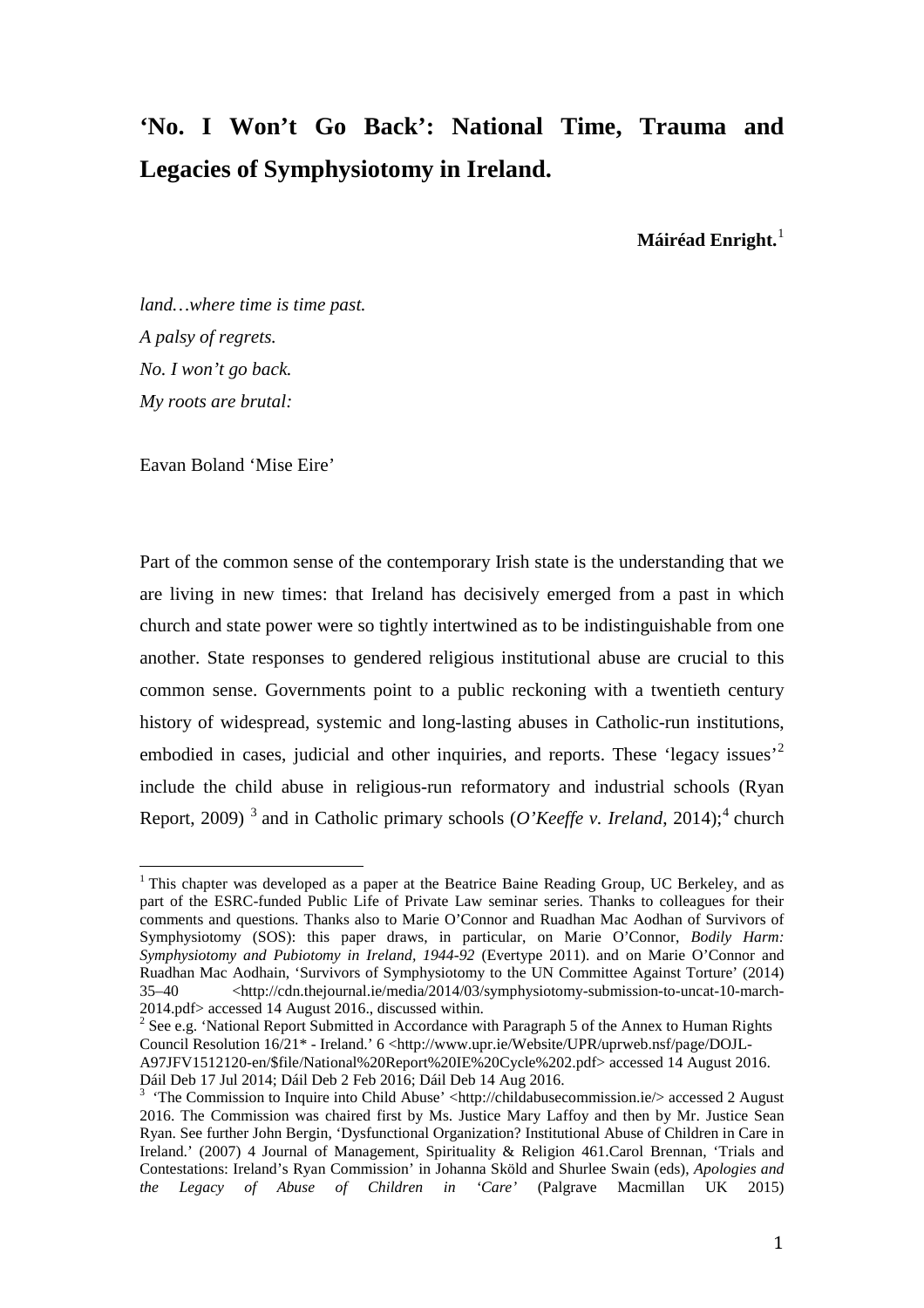# 'No. I Won't Go Back': National Time, Trauma and Legacies of Symphysiotomy in Ireland.

**Máiréad Enright.**[1]

*land…where time is time past.*
*A palsy of regrets.*
*No. I won't go back.*
*My roots are brutal:*

Eavan Boland 'Mise Eire'

Part of the common sense of the contemporary Irish state is the understanding that we are living in new times: that Ireland has decisively emerged from a past in which church and state power were so tightly intertwined as to be indistinguishable from one another. State responses to gendered religious institutional abuse are crucial to this common sense. Governments point to a public reckoning with a twentieth century history of widespread, systemic and long-lasting abuses in Catholic-run institutions, embodied in cases, judicial and other inquiries, and reports. These 'legacy issues'[2] include the child abuse in religious-run reformatory and industrial schools (Ryan Report, 2009) [3] and in Catholic primary schools (*O'Keeffe v. Ireland*, 2014);[4] church

---

[1] This chapter was developed as a paper at the Beatrice Baine Reading Group, UC Berkeley, and as part of the ESRC-funded Public Life of Private Law seminar series. Thanks to colleagues for their comments and questions. Thanks also to Marie O'Connor and Ruadhan Mac Aodhan of Survivors of Symphysiotomy (SOS): this paper draws, in particular, on Marie O'Connor, *Bodily Harm: Symphysiotomy and Pubiotomy in Ireland, 1944-92* (Evertype 2011). and on Marie O'Connor and Ruadhan Mac Aodhain, 'Survivors of Symphysiotomy to the UN Committee Against Torture' (2014) 35–40 <http://cdn.thejournal.ie/media/2014/03/symphysiotomy-submission-to-uncat-10-march-2014.pdf> accessed 14 August 2016., discussed within.

[2] See e.g. 'National Report Submitted in Accordance with Paragraph 5 of the Annex to Human Rights Council Resolution 16/21* - Ireland.' 6 <http://www.upr.ie/Website/UPR/uprweb.nsf/page/DOJL-A97JFV1512120-en/$file/National%20Report%20IE%20Cycle%202.pdf> accessed 14 August 2016. Dáil Deb 17 Jul 2014; Dáil Deb 2 Feb 2016; Dáil Deb 14 Aug 2016.

[3] 'The Commission to Inquire into Child Abuse' <http://childabusecommission.ie/> accessed 2 August 2016. The Commission was chaired first by Ms. Justice Mary Laffoy and then by Mr. Justice Sean Ryan. See further John Bergin, 'Dysfunctional Organization? Institutional Abuse of Children in Care in Ireland.' (2007) 4 Journal of Management, Spirituality & Religion 461.Carol Brennan, 'Trials and Contestations: Ireland's Ryan Commission' in Johanna Sköld and Shurlee Swain (eds), *Apologies and the Legacy of Abuse of Children in 'Care'* (Palgrave Macmillan UK 2015)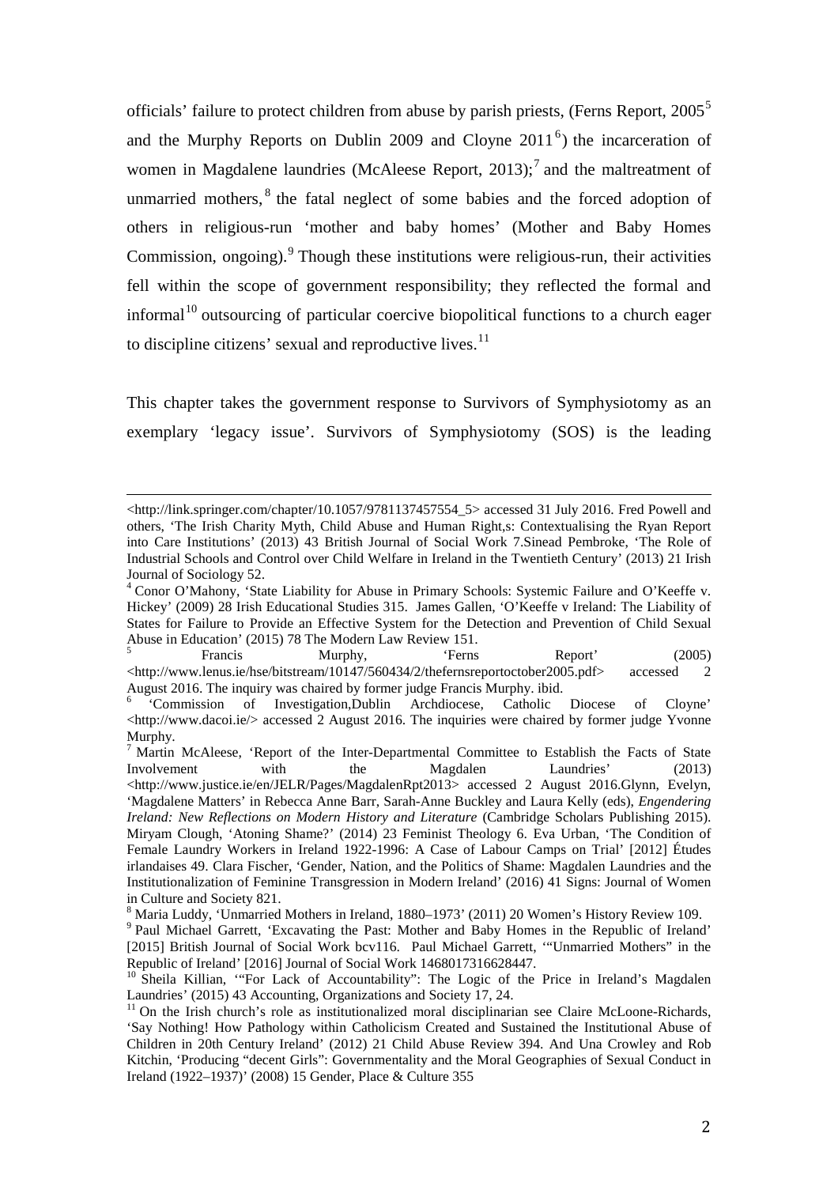officials' failure to protect children from abuse by parish priests, (Ferns Report, 2005[5] and the Murphy Reports on Dublin 2009 and Cloyne 2011[6]) the incarceration of women in Magdalene laundries (McAleese Report, 2013);[7] and the maltreatment of unmarried mothers,[8] the fatal neglect of some babies and the forced adoption of others in religious-run 'mother and baby homes' (Mother and Baby Homes Commission, ongoing).[9] Though these institutions were religious-run, their activities fell within the scope of government responsibility; they reflected the formal and informal[10] outsourcing of particular coercive biopolitical functions to a church eager to discipline citizens' sexual and reproductive lives.[11]

This chapter takes the government response to Survivors of Symphysiotomy as an exemplary 'legacy issue'. Survivors of Symphysiotomy (SOS) is the leading

---

<http://link.springer.com/chapter/10.1057/9781137457554_5> accessed 31 July 2016. Fred Powell and others, 'The Irish Charity Myth, Child Abuse and Human Right,s: Contextualising the Ryan Report into Care Institutions' (2013) 43 British Journal of Social Work 7.Sinead Pembroke, 'The Role of Industrial Schools and Control over Child Welfare in Ireland in the Twentieth Century' (2013) 21 Irish Journal of Sociology 52.

[4] Conor O'Mahony, 'State Liability for Abuse in Primary Schools: Systemic Failure and O'Keeffe v. Hickey' (2009) 28 Irish Educational Studies 315. James Gallen, 'O'Keeffe v Ireland: The Liability of States for Failure to Provide an Effective System for the Detection and Prevention of Child Sexual Abuse in Education' (2015) 78 The Modern Law Review 151.

[5] Francis Murphy, 'Ferns Report' (2005) <http://www.lenus.ie/hse/bitstream/10147/560434/2/thefernsreportoctober2005.pdf> accessed 2 August 2016. The inquiry was chaired by former judge Francis Murphy. ibid.

[6] 'Commission of Investigation,Dublin Archdiocese, Catholic Diocese of Cloyne' <http://www.dacoi.ie/> accessed 2 August 2016. The inquiries were chaired by former judge Yvonne Murphy.

[7] Martin McAleese, 'Report of the Inter-Departmental Committee to Establish the Facts of State Involvement with the Magdalen Laundries' (2013) <http://www.justice.ie/en/JELR/Pages/MagdalenRpt2013> accessed 2 August 2016.Glynn, Evelyn, 'Magdalene Matters' in Rebecca Anne Barr, Sarah-Anne Buckley and Laura Kelly (eds), *Engendering Ireland: New Reflections on Modern History and Literature* (Cambridge Scholars Publishing 2015). Miryam Clough, 'Atoning Shame?' (2014) 23 Feminist Theology 6. Eva Urban, 'The Condition of Female Laundry Workers in Ireland 1922-1996: A Case of Labour Camps on Trial' [2012] Études irlandaises 49. Clara Fischer, 'Gender, Nation, and the Politics of Shame: Magdalen Laundries and the Institutionalization of Feminine Transgression in Modern Ireland' (2016) 41 Signs: Journal of Women in Culture and Society 821.

[8] Maria Luddy, 'Unmarried Mothers in Ireland, 1880–1973' (2011) 20 Women's History Review 109.

[9] Paul Michael Garrett, 'Excavating the Past: Mother and Baby Homes in the Republic of Ireland' [2015] British Journal of Social Work bcv116. Paul Michael Garrett, '"Unmarried Mothers" in the Republic of Ireland' [2016] Journal of Social Work 1468017316628447.

[10] Sheila Killian, '"For Lack of Accountability": The Logic of the Price in Ireland's Magdalen Laundries' (2015) 43 Accounting, Organizations and Society 17, 24.

[11] On the Irish church's role as institutionalized moral disciplinarian see Claire McLoone-Richards, 'Say Nothing! How Pathology within Catholicism Created and Sustained the Institutional Abuse of Children in 20th Century Ireland' (2012) 21 Child Abuse Review 394. And Una Crowley and Rob Kitchin, 'Producing "decent Girls": Governmentality and the Moral Geographies of Sexual Conduct in Ireland (1922–1937)' (2008) 15 Gender, Place & Culture 355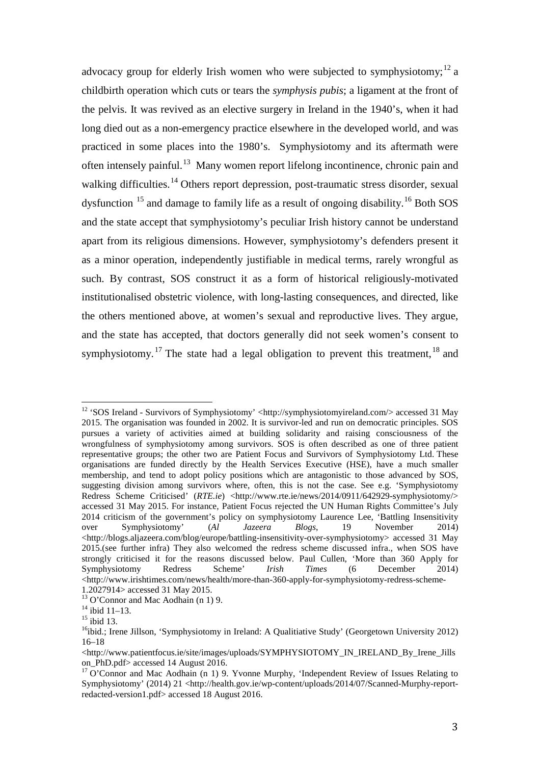advocacy group for elderly Irish women who were subjected to symphysiotomy;[12] a childbirth operation which cuts or tears the *symphysis pubis*; a ligament at the front of the pelvis. It was revived as an elective surgery in Ireland in the 1940's, when it had long died out as a non-emergency practice elsewhere in the developed world, and was practiced in some places into the 1980's. Symphysiotomy and its aftermath were often intensely painful.[13] Many women report lifelong incontinence, chronic pain and walking difficulties.[14] Others report depression, post-traumatic stress disorder, sexual dysfunction [15] and damage to family life as a result of ongoing disability.[16] Both SOS and the state accept that symphysiotomy's peculiar Irish history cannot be understand apart from its religious dimensions. However, symphysiotomy's defenders present it as a minor operation, independently justifiable in medical terms, rarely wrongful as such. By contrast, SOS construct it as a form of historical religiously-motivated institutionalised obstetric violence, with long-lasting consequences, and directed, like the others mentioned above, at women's sexual and reproductive lives. They argue, and the state has accepted, that doctors generally did not seek women's consent to symphysiotomy.[17] The state had a legal obligation to prevent this treatment,[18] and

---

[12] 'SOS Ireland - Survivors of Symphysiotomy' <http://symphysiotomyireland.com/> accessed 31 May 2015. The organisation was founded in 2002. It is survivor-led and run on democratic principles. SOS pursues a variety of activities aimed at building solidarity and raising consciousness of the wrongfulness of symphysiotomy among survivors. SOS is often described as one of three patient representative groups; the other two are Patient Focus and Survivors of Symphysiotomy Ltd. These organisations are funded directly by the Health Services Executive (HSE), have a much smaller membership, and tend to adopt policy positions which are antagonistic to those advanced by SOS, suggesting division among survivors where, often, this is not the case. See e.g. 'Symphysiotomy Redress Scheme Criticised' (*RTE.ie*) <http://www.rte.ie/news/2014/0911/642929-symphysiotomy/> accessed 31 May 2015. For instance, Patient Focus rejected the UN Human Rights Committee's July 2014 criticism of the government's policy on symphysiotomy Laurence Lee, 'Battling Insensitivity over Symphysiotomy' (*Al Jazeera Blogs*, 19 November 2014) <http://blogs.aljazeera.com/blog/europe/battling-insensitivity-over-symphysiotomy> accessed 31 May 2015.(see further infra) They also welcomed the redress scheme discussed infra., when SOS have strongly criticised it for the reasons discussed below. Paul Cullen, 'More than 360 Apply for Symphysiotomy Redress Scheme' *Irish Times* (6 December 2014) <http://www.irishtimes.com/news/health/more-than-360-apply-for-symphysiotomy-redress-scheme-1.2027914> accessed 31 May 2015.

[13] O'Connor and Mac Aodhain (n 1) 9.

[14] ibid 11–13.

[15] ibid 13.

[16] ibid.; Irene Jillson, 'Symphysiotomy in Ireland: A Qualitiative Study' (Georgetown University 2012) 16–18 <http://www.patientfocus.ie/site/images/uploads/SYMPHYSIOTOMY_IN_IRELAND_By_Irene_Jillson_PhD.pdf> accessed 14 August 2016.

[17] O'Connor and Mac Aodhain (n 1) 9. Yvonne Murphy, 'Independent Review of Issues Relating to Symphysiotomy' (2014) 21 <http://health.gov.ie/wp-content/uploads/2014/07/Scanned-Murphy-report-redacted-version1.pdf> accessed 18 August 2016.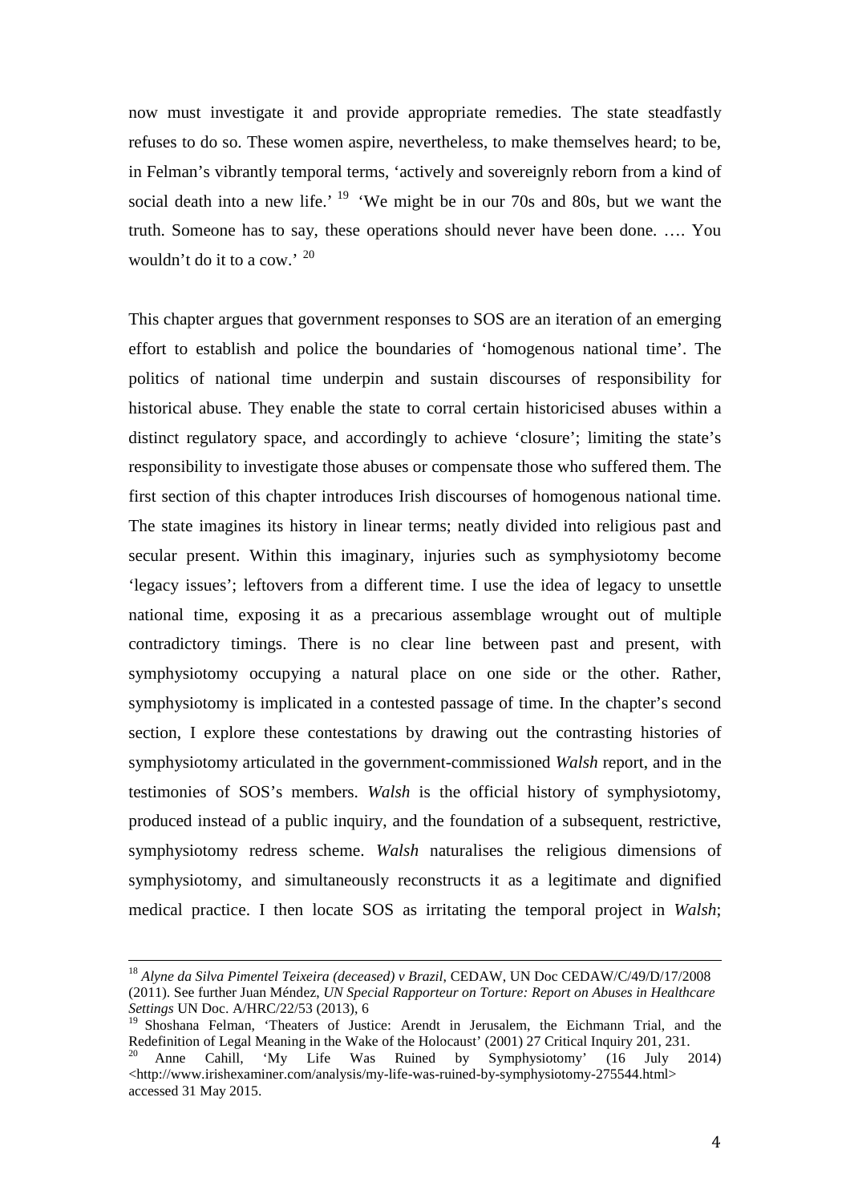now must investigate it and provide appropriate remedies. The state steadfastly refuses to do so. These women aspire, nevertheless, to make themselves heard; to be, in Felman's vibrantly temporal terms, 'actively and sovereignly reborn from a kind of social death into a new life.' [19] 'We might be in our 70s and 80s, but we want the truth. Someone has to say, these operations should never have been done. …. You wouldn't do it to a cow.' [20]

This chapter argues that government responses to SOS are an iteration of an emerging effort to establish and police the boundaries of 'homogenous national time'. The politics of national time underpin and sustain discourses of responsibility for historical abuse. They enable the state to corral certain historicised abuses within a distinct regulatory space, and accordingly to achieve 'closure'; limiting the state's responsibility to investigate those abuses or compensate those who suffered them. The first section of this chapter introduces Irish discourses of homogenous national time. The state imagines its history in linear terms; neatly divided into religious past and secular present. Within this imaginary, injuries such as symphysiotomy become 'legacy issues'; leftovers from a different time. I use the idea of legacy to unsettle national time, exposing it as a precarious assemblage wrought out of multiple contradictory timings. There is no clear line between past and present, with symphysiotomy occupying a natural place on one side or the other. Rather, symphysiotomy is implicated in a contested passage of time. In the chapter's second section, I explore these contestations by drawing out the contrasting histories of symphysiotomy articulated in the government-commissioned *Walsh* report, and in the testimonies of SOS's members. *Walsh* is the official history of symphysiotomy, produced instead of a public inquiry, and the foundation of a subsequent, restrictive, symphysiotomy redress scheme. *Walsh* naturalises the religious dimensions of symphysiotomy, and simultaneously reconstructs it as a legitimate and dignified medical practice. I then locate SOS as irritating the temporal project in *Walsh*;

---

[18] *Alyne da Silva Pimentel Teixeira (deceased) v Brazil,* CEDAW, UN Doc CEDAW/C/49/D/17/2008 (2011). See further Juan Méndez, *UN Special Rapporteur on Torture: Report on Abuses in Healthcare Settings* UN Doc. A/HRC/22/53 (2013), 6

[19] Shoshana Felman, 'Theaters of Justice: Arendt in Jerusalem, the Eichmann Trial, and the Redefinition of Legal Meaning in the Wake of the Holocaust' (2001) 27 Critical Inquiry 201, 231.

[20] Anne Cahill, 'My Life Was Ruined by Symphysiotomy' (16 July 2014) <http://www.irishexaminer.com/analysis/my-life-was-ruined-by-symphysiotomy-275544.html> accessed 31 May 2015.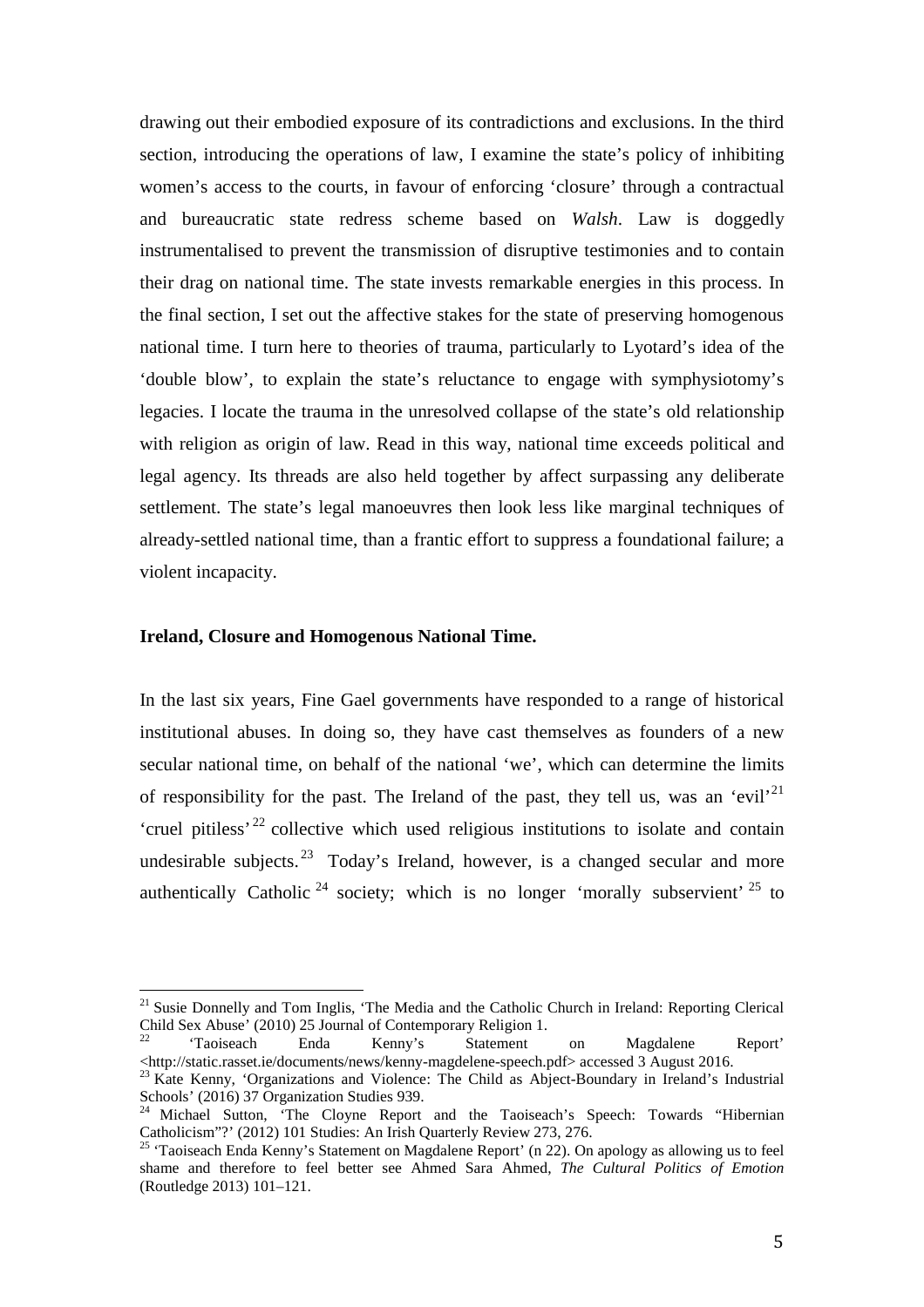drawing out their embodied exposure of its contradictions and exclusions. In the third section, introducing the operations of law, I examine the state's policy of inhibiting women's access to the courts, in favour of enforcing 'closure' through a contractual and bureaucratic state redress scheme based on *Walsh*. Law is doggedly instrumentalised to prevent the transmission of disruptive testimonies and to contain their drag on national time. The state invests remarkable energies in this process. In the final section, I set out the affective stakes for the state of preserving homogenous national time. I turn here to theories of trauma, particularly to Lyotard's idea of the 'double blow', to explain the state's reluctance to engage with symphysiotomy's legacies. I locate the trauma in the unresolved collapse of the state's old relationship with religion as origin of law. Read in this way, national time exceeds political and legal agency. Its threads are also held together by affect surpassing any deliberate settlement. The state's legal manoeuvres then look less like marginal techniques of already-settled national time, than a frantic effort to suppress a foundational failure; a violent incapacity.

**Ireland, Closure and Homogenous National Time.**

In the last six years, Fine Gael governments have responded to a range of historical institutional abuses. In doing so, they have cast themselves as founders of a new secular national time, on behalf of the national 'we', which can determine the limits of responsibility for the past. The Ireland of the past, they tell us, was an 'evil'[21] 'cruel pitiless'[22] collective which used religious institutions to isolate and contain undesirable subjects.[23] Today's Ireland, however, is a changed secular and more authentically Catholic[24] society; which is no longer 'morally subservient'[25] to

[21] Susie Donnelly and Tom Inglis, 'The Media and the Catholic Church in Ireland: Reporting Clerical Child Sex Abuse' (2010) 25 Journal of Contemporary Religion 1.

[22] 'Taoiseach Enda Kenny's Statement on Magdalene Report' <http://static.rasset.ie/documents/news/kenny-magdelene-speech.pdf> accessed 3 August 2016.

[23] Kate Kenny, 'Organizations and Violence: The Child as Abject-Boundary in Ireland's Industrial Schools' (2016) 37 Organization Studies 939.

[24] Michael Sutton, 'The Cloyne Report and the Taoiseach's Speech: Towards "Hibernian Catholicism"?' (2012) 101 Studies: An Irish Quarterly Review 273, 276.

[25] 'Taoiseach Enda Kenny's Statement on Magdalene Report' (n 22). On apology as allowing us to feel shame and therefore to feel better see Ahmed Sara Ahmed, *The Cultural Politics of Emotion* (Routledge 2013) 101–121.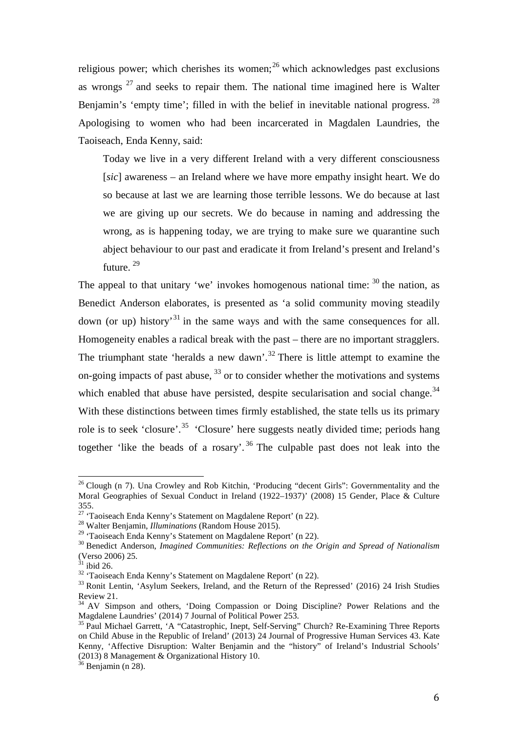religious power; which cherishes its women;[26] which acknowledges past exclusions as wrongs [27] and seeks to repair them. The national time imagined here is Walter Benjamin's 'empty time'; filled in with the belief in inevitable national progress. [28] Apologising to women who had been incarcerated in Magdalen Laundries, the Taoiseach, Enda Kenny, said:

> Today we live in a very different Ireland with a very different consciousness [*sic*] awareness – an Ireland where we have more empathy insight heart. We do so because at last we are learning those terrible lessons. We do because at last we are giving up our secrets. We do because in naming and addressing the wrong, as is happening today, we are trying to make sure we quarantine such abject behaviour to our past and eradicate it from Ireland's present and Ireland's future. [29]

The appeal to that unitary 'we' invokes homogenous national time: [30] the nation, as Benedict Anderson elaborates, is presented as 'a solid community moving steadily down (or up) history'[31] in the same ways and with the same consequences for all. Homogeneity enables a radical break with the past – there are no important stragglers. The triumphant state 'heralds a new dawn'.[32] There is little attempt to examine the on-going impacts of past abuse, [33] or to consider whether the motivations and systems which enabled that abuse have persisted, despite secularisation and social change.[34] With these distinctions between times firmly established, the state tells us its primary role is to seek 'closure'.[35] 'Closure' here suggests neatly divided time; periods hang together 'like the beads of a rosary'.[36] The culpable past does not leak into the

---

[26] Clough (n 7). Una Crowley and Rob Kitchin, 'Producing "decent Girls": Governmentality and the Moral Geographies of Sexual Conduct in Ireland (1922–1937)' (2008) 15 Gender, Place & Culture 355.

[27] 'Taoiseach Enda Kenny's Statement on Magdalene Report' (n 22).

[28] Walter Benjamin, *Illuminations* (Random House 2015).

[29] 'Taoiseach Enda Kenny's Statement on Magdalene Report' (n 22).

[30] Benedict Anderson, *Imagined Communities: Reflections on the Origin and Spread of Nationalism* (Verso 2006) 25.

[31] ibid 26.

[32] 'Taoiseach Enda Kenny's Statement on Magdalene Report' (n 22).

[33] Ronit Lentin, 'Asylum Seekers, Ireland, and the Return of the Repressed' (2016) 24 Irish Studies Review 21.

[34] AV Simpson and others, 'Doing Compassion or Doing Discipline? Power Relations and the Magdalene Laundries' (2014) 7 Journal of Political Power 253.

[35] Paul Michael Garrett, 'A "Catastrophic, Inept, Self-Serving" Church? Re-Examining Three Reports on Child Abuse in the Republic of Ireland' (2013) 24 Journal of Progressive Human Services 43. Kate Kenny, 'Affective Disruption: Walter Benjamin and the "history" of Ireland's Industrial Schools' (2013) 8 Management & Organizational History 10.

[36] Benjamin (n 28).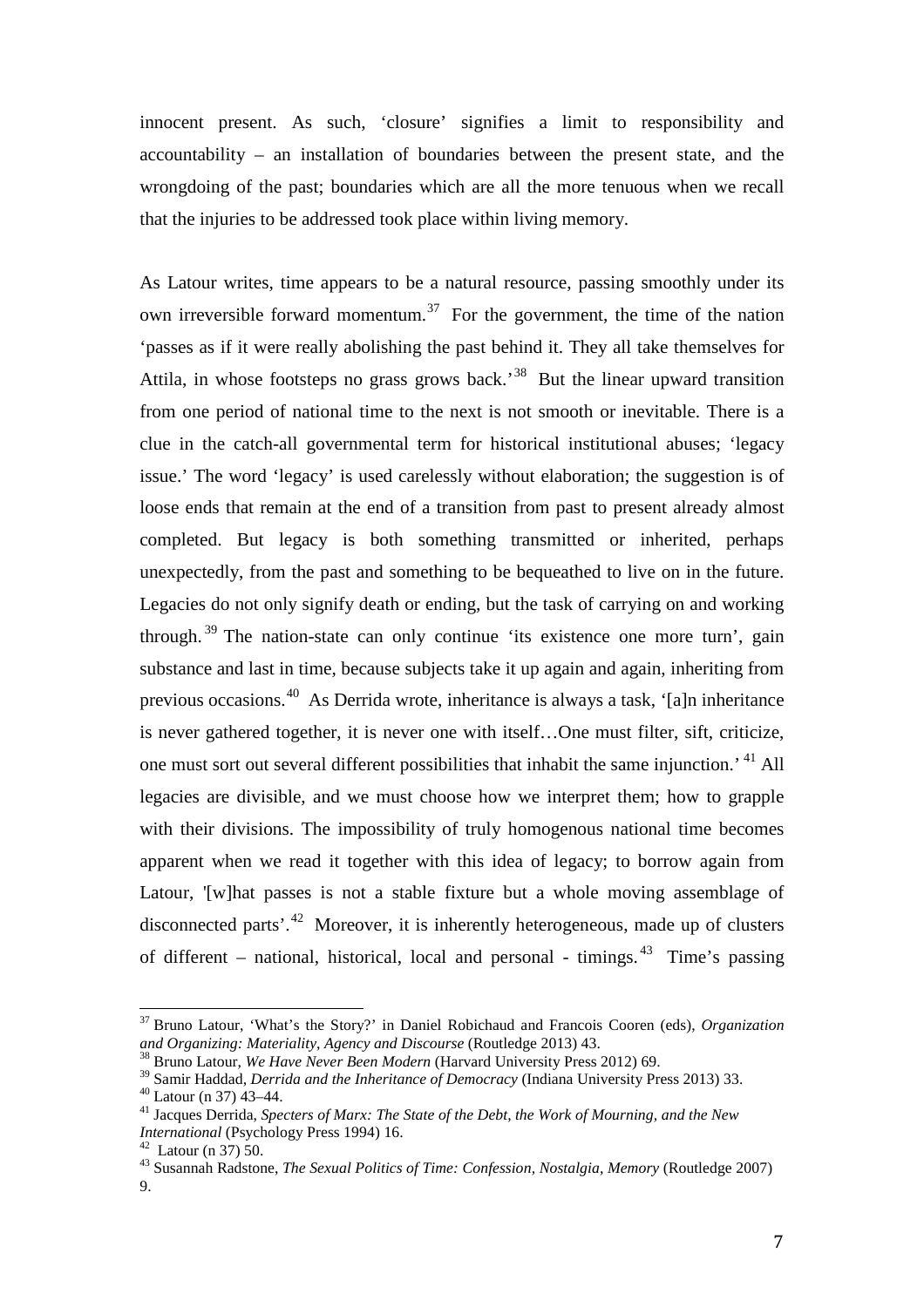innocent present. As such, 'closure' signifies a limit to responsibility and accountability – an installation of boundaries between the present state, and the wrongdoing of the past; boundaries which are all the more tenuous when we recall that the injuries to be addressed took place within living memory.

As Latour writes, time appears to be a natural resource, passing smoothly under its own irreversible forward momentum.[37] For the government, the time of the nation 'passes as if it were really abolishing the past behind it. They all take themselves for Attila, in whose footsteps no grass grows back.'[38] But the linear upward transition from one period of national time to the next is not smooth or inevitable. There is a clue in the catch-all governmental term for historical institutional abuses; 'legacy issue.' The word 'legacy' is used carelessly without elaboration; the suggestion is of loose ends that remain at the end of a transition from past to present already almost completed. But legacy is both something transmitted or inherited, perhaps unexpectedly, from the past and something to be bequeathed to live on in the future. Legacies do not only signify death or ending, but the task of carrying on and working through.[39] The nation-state can only continue 'its existence one more turn', gain substance and last in time, because subjects take it up again and again, inheriting from previous occasions.[40] As Derrida wrote, inheritance is always a task, '[a]n inheritance is never gathered together, it is never one with itself…One must filter, sift, criticize, one must sort out several different possibilities that inhabit the same injunction.'[41] All legacies are divisible, and we must choose how we interpret them; how to grapple with their divisions. The impossibility of truly homogenous national time becomes apparent when we read it together with this idea of legacy; to borrow again from Latour, '[w]hat passes is not a stable fixture but a whole moving assemblage of disconnected parts'.[42] Moreover, it is inherently heterogeneous, made up of clusters of different – national, historical, local and personal - timings.[43] Time's passing

---

[37] Bruno Latour, 'What's the Story?' in Daniel Robichaud and Francois Cooren (eds), *Organization and Organizing: Materiality, Agency and Discourse* (Routledge 2013) 43.

[38] Bruno Latour, *We Have Never Been Modern* (Harvard University Press 2012) 69.

[39] Samir Haddad, *Derrida and the Inheritance of Democracy* (Indiana University Press 2013) 33.

[40] Latour (n 37) 43–44.

[41] Jacques Derrida, *Specters of Marx: The State of the Debt, the Work of Mourning, and the New International* (Psychology Press 1994) 16.

[42] Latour (n 37) 50.

[43] Susannah Radstone, *The Sexual Politics of Time: Confession, Nostalgia, Memory* (Routledge 2007) 9.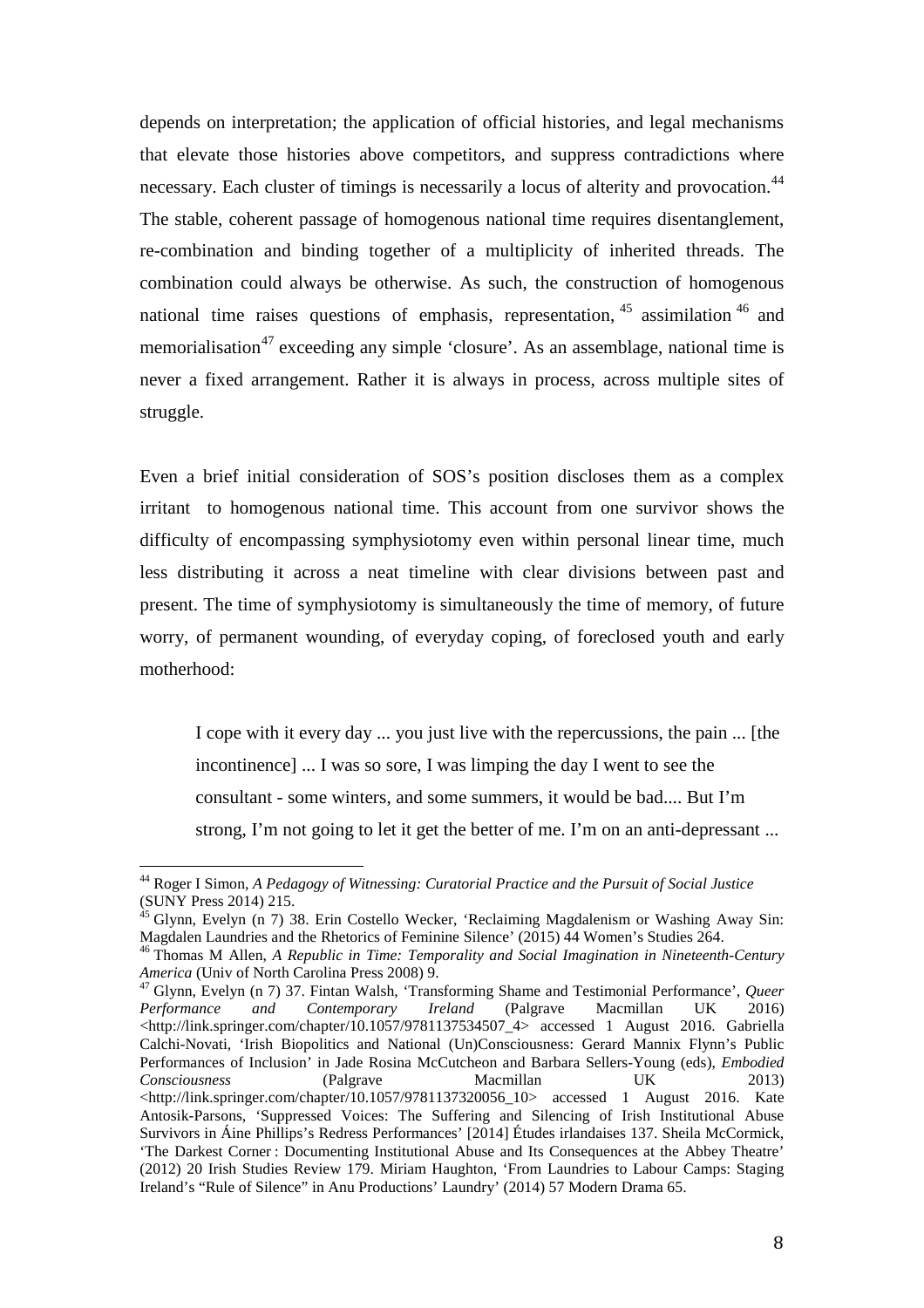depends on interpretation; the application of official histories, and legal mechanisms that elevate those histories above competitors, and suppress contradictions where necessary. Each cluster of timings is necessarily a locus of alterity and provocation.[44] The stable, coherent passage of homogenous national time requires disentanglement, re-combination and binding together of a multiplicity of inherited threads. The combination could always be otherwise. As such, the construction of homogenous national time raises questions of emphasis, representation,[45] assimilation[46] and memorialisation[47] exceeding any simple 'closure'. As an assemblage, national time is never a fixed arrangement. Rather it is always in process, across multiple sites of struggle.

Even a brief initial consideration of SOS's position discloses them as a complex irritant to homogenous national time. This account from one survivor shows the difficulty of encompassing symphysiotomy even within personal linear time, much less distributing it across a neat timeline with clear divisions between past and present. The time of symphysiotomy is simultaneously the time of memory, of future worry, of permanent wounding, of everyday coping, of foreclosed youth and early motherhood:

> I cope with it every day ... you just live with the repercussions, the pain ... [the incontinence] ... I was so sore, I was limping the day I went to see the consultant - some winters, and some summers, it would be bad.... But I'm strong, I'm not going to let it get the better of me. I'm on an anti-depressant ...

---

[44] Roger I Simon, *A Pedagogy of Witnessing: Curatorial Practice and the Pursuit of Social Justice* (SUNY Press 2014) 215.

[45] Glynn, Evelyn (n 7) 38. Erin Costello Wecker, 'Reclaiming Magdalenism or Washing Away Sin: Magdalen Laundries and the Rhetorics of Feminine Silence' (2015) 44 Women's Studies 264.

[46] Thomas M Allen, *A Republic in Time: Temporality and Social Imagination in Nineteenth-Century America* (Univ of North Carolina Press 2008) 9.

[47] Glynn, Evelyn (n 7) 37. Fintan Walsh, 'Transforming Shame and Testimonial Performance', *Queer Performance and Contemporary Ireland* (Palgrave Macmillan UK 2016) <http://link.springer.com/chapter/10.1057/9781137534507_4> accessed 1 August 2016. Gabriella Calchi-Novati, 'Irish Biopolitics and National (Un)Consciousness: Gerard Mannix Flynn's Public Performances of Inclusion' in Jade Rosina McCutcheon and Barbara Sellers-Young (eds), *Embodied Consciousness* (Palgrave Macmillan UK 2013) <http://link.springer.com/chapter/10.1057/9781137320056_10> accessed 1 August 2016. Kate Antosik-Parsons, 'Suppressed Voices: The Suffering and Silencing of Irish Institutional Abuse Survivors in Áine Phillips's Redress Performances' [2014] Études irlandaises 137. Sheila McCormick, 'The Darkest Corner : Documenting Institutional Abuse and Its Consequences at the Abbey Theatre' (2012) 20 Irish Studies Review 179. Miriam Haughton, 'From Laundries to Labour Camps: Staging Ireland's "Rule of Silence" in Anu Productions' Laundry' (2014) 57 Modern Drama 65.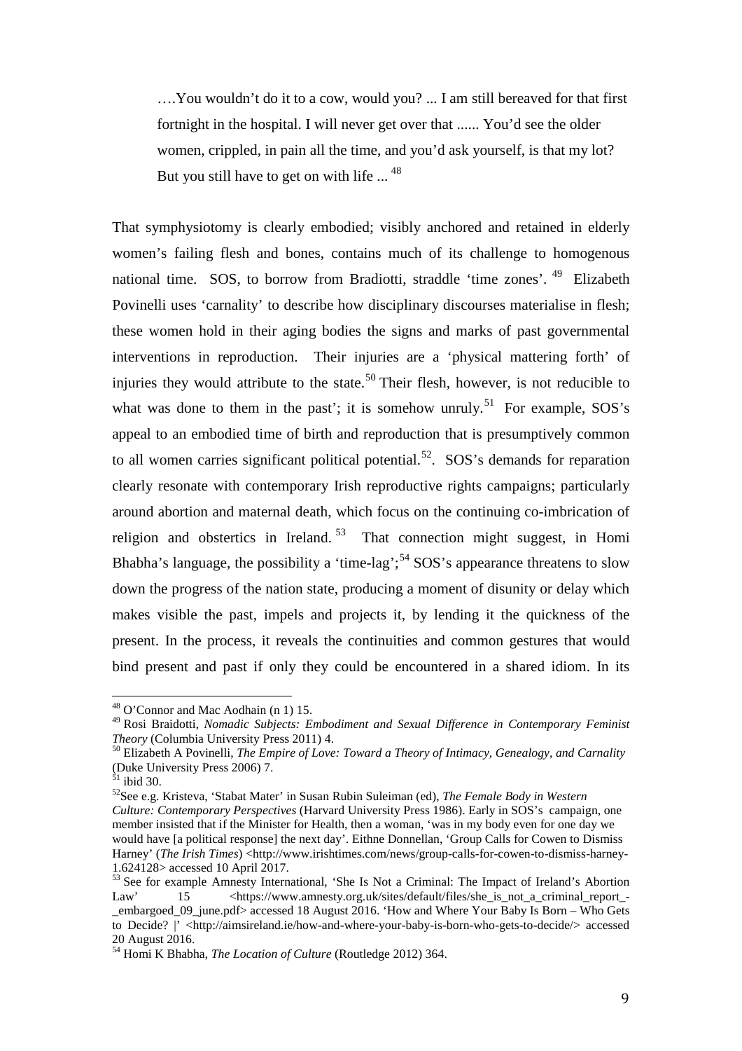….You wouldn't do it to a cow, would you? ... I am still bereaved for that first fortnight in the hospital. I will never get over that ...... You'd see the older women, crippled, in pain all the time, and you'd ask yourself, is that my lot? But you still have to get on with life ... [48]

That symphysiotomy is clearly embodied; visibly anchored and retained in elderly women's failing flesh and bones, contains much of its challenge to homogenous national time. SOS, to borrow from Bradiotti, straddle 'time zones'. [49] Elizabeth Povinelli uses 'carnality' to describe how disciplinary discourses materialise in flesh; these women hold in their aging bodies the signs and marks of past governmental interventions in reproduction. Their injuries are a 'physical mattering forth' of injuries they would attribute to the state.[50] Their flesh, however, is not reducible to what was done to them in the past'; it is somehow unruly.[51] For example, SOS's appeal to an embodied time of birth and reproduction that is presumptively common to all women carries significant political potential.[52]. SOS's demands for reparation clearly resonate with contemporary Irish reproductive rights campaigns; particularly around abortion and maternal death, which focus on the continuing co-imbrication of religion and obstertics in Ireland. [53] That connection might suggest, in Homi Bhabha's language, the possibility a 'time-lag';[54] SOS's appearance threatens to slow down the progress of the nation state, producing a moment of disunity or delay which makes visible the past, impels and projects it, by lending it the quickness of the present. In the process, it reveals the continuities and common gestures that would bind present and past if only they could be encountered in a shared idiom. In its

---

[48] O'Connor and Mac Aodhain (n 1) 15.

[49] Rosi Braidotti, *Nomadic Subjects: Embodiment and Sexual Difference in Contemporary Feminist Theory* (Columbia University Press 2011) 4.

[50] Elizabeth A Povinelli, *The Empire of Love: Toward a Theory of Intimacy, Genealogy, and Carnality* (Duke University Press 2006) 7.

[51] ibid 30.

[52] See e.g. Kristeva, 'Stabat Mater' in Susan Rubin Suleiman (ed), *The Female Body in Western Culture: Contemporary Perspectives* (Harvard University Press 1986). Early in SOS's campaign, one member insisted that if the Minister for Health, then a woman, 'was in my body even for one day we would have [a political response] the next day'. Eithne Donnellan, 'Group Calls for Cowen to Dismiss Harney' (*The Irish Times*) <http://www.irishtimes.com/news/group-calls-for-cowen-to-dismiss-harney-1.624128> accessed 10 April 2017.

[53] See for example Amnesty International, 'She Is Not a Criminal: The Impact of Ireland's Abortion Law' 15 <https://www.amnesty.org.uk/sites/default/files/she_is_not_a_criminal_report_-_embargoed_09_june.pdf> accessed 18 August 2016. 'How and Where Your Baby Is Born – Who Gets to Decide? |' <http://aimsireland.ie/how-and-where-your-baby-is-born-who-gets-to-decide/> accessed 20 August 2016.

[54] Homi K Bhabha, *The Location of Culture* (Routledge 2012) 364.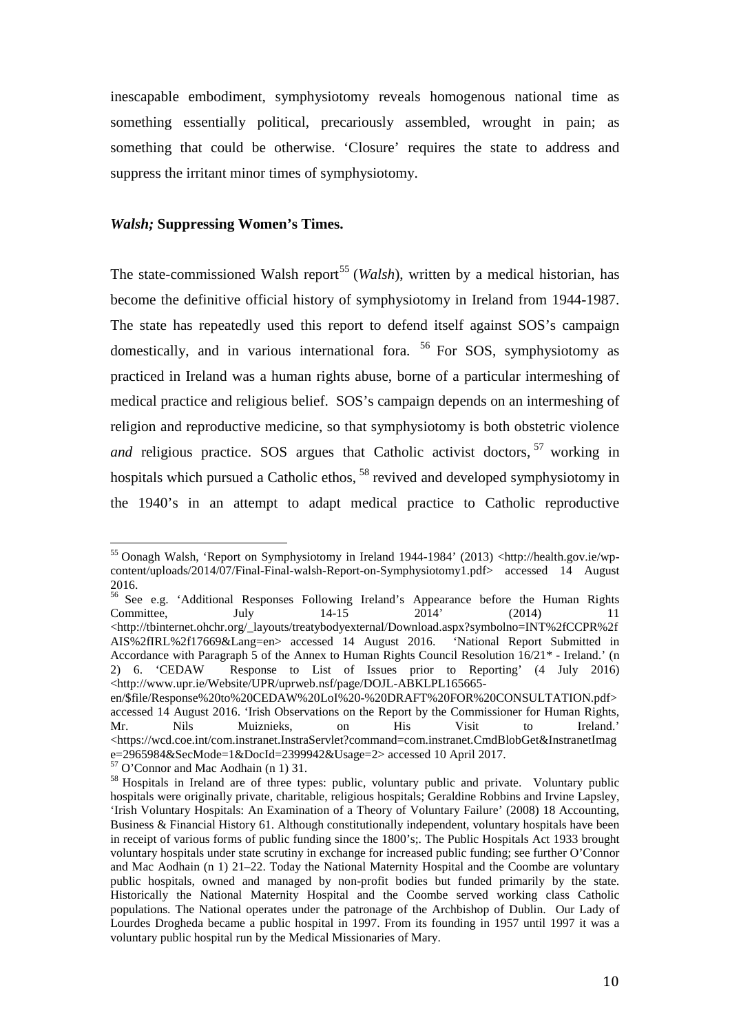inescapable embodiment, symphysiotomy reveals homogenous national time as something essentially political, precariously assembled, wrought in pain; as something that could be otherwise. 'Closure' requires the state to address and suppress the irritant minor times of symphysiotomy.

### *Walsh;* **Suppressing Women's Times.**

The state-commissioned Walsh report[55] (*Walsh*), written by a medical historian, has become the definitive official history of symphysiotomy in Ireland from 1944-1987. The state has repeatedly used this report to defend itself against SOS's campaign domestically, and in various international fora. [56] For SOS, symphysiotomy as practiced in Ireland was a human rights abuse, borne of a particular intermeshing of medical practice and religious belief. SOS's campaign depends on an intermeshing of religion and reproductive medicine, so that symphysiotomy is both obstetric violence *and* religious practice. SOS argues that Catholic activist doctors, [57] working in hospitals which pursued a Catholic ethos, [58] revived and developed symphysiotomy in the 1940's in an attempt to adapt medical practice to Catholic reproductive

---

[55] Oonagh Walsh, 'Report on Symphysiotomy in Ireland 1944-1984' (2013) <http://health.gov.ie/wp-content/uploads/2014/07/Final-Final-walsh-Report-on-Symphysiotomy1.pdf> accessed 14 August 2016.

[56] See e.g. 'Additional Responses Following Ireland's Appearance before the Human Rights Committee, July 14-15 2014' (2014) 11 <http://tbinternet.ohchr.org/_layouts/treatybodyexternal/Download.aspx?symbolno=INT%2fCCPR%2fAIS%2fIRL%2f17669&Lang=en> accessed 14 August 2016. 'National Report Submitted in Accordance with Paragraph 5 of the Annex to Human Rights Council Resolution 16/21* - Ireland.' (n 2) 6. 'CEDAW Response to List of Issues prior to Reporting' (4 July 2016) <http://www.upr.ie/Website/UPR/uprweb.nsf/page/DOJL-ABKLPL165665-en/$file/Response%20to%20CEDAW%20LoI%20-%20DRAFT%20FOR%20CONSULTATION.pdf> accessed 14 August 2016. 'Irish Observations on the Report by the Commissioner for Human Rights, Mr. Nils Muiznieks, on His Visit to Ireland.' <https://wcd.coe.int/com.instranet.InstraServlet?command=com.instranet.CmdBlobGet&InstranetImage=2965984&SecMode=1&DocId=2399942&Usage=2> accessed 10 April 2017.

[57] O'Connor and Mac Aodhain (n 1) 31.

[58] Hospitals in Ireland are of three types: public, voluntary public and private. Voluntary public hospitals were originally private, charitable, religious hospitals; Geraldine Robbins and Irvine Lapsley, 'Irish Voluntary Hospitals: An Examination of a Theory of Voluntary Failure' (2008) 18 Accounting, Business & Financial History 61. Although constitutionally independent, voluntary hospitals have been in receipt of various forms of public funding since the 1800's;. The Public Hospitals Act 1933 brought voluntary hospitals under state scrutiny in exchange for increased public funding; see further O'Connor and Mac Aodhain (n 1) 21–22. Today the National Maternity Hospital and the Coombe are voluntary public hospitals, owned and managed by non-profit bodies but funded primarily by the state. Historically the National Maternity Hospital and the Coombe served working class Catholic populations. The National operates under the patronage of the Archbishop of Dublin. Our Lady of Lourdes Drogheda became a public hospital in 1997. From its founding in 1957 until 1997 it was a voluntary public hospital run by the Medical Missionaries of Mary.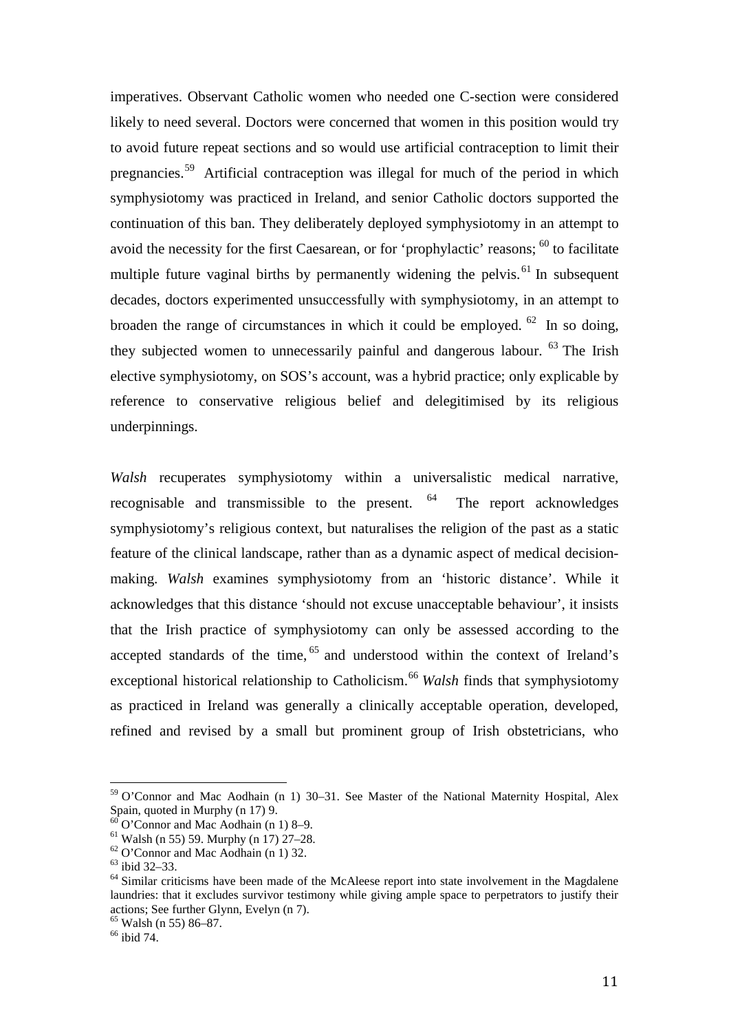imperatives. Observant Catholic women who needed one C-section were considered likely to need several. Doctors were concerned that women in this position would try to avoid future repeat sections and so would use artificial contraception to limit their pregnancies.[59] Artificial contraception was illegal for much of the period in which symphysiotomy was practiced in Ireland, and senior Catholic doctors supported the continuation of this ban. They deliberately deployed symphysiotomy in an attempt to avoid the necessity for the first Caesarean, or for 'prophylactic' reasons; [60] to facilitate multiple future vaginal births by permanently widening the pelvis.[61] In subsequent decades, doctors experimented unsuccessfully with symphysiotomy, in an attempt to broaden the range of circumstances in which it could be employed. [62] In so doing, they subjected women to unnecessarily painful and dangerous labour. [63] The Irish elective symphysiotomy, on SOS's account, was a hybrid practice; only explicable by reference to conservative religious belief and delegitimised by its religious underpinnings.

*Walsh* recuperates symphysiotomy within a universalistic medical narrative, recognisable and transmissible to the present. [64] The report acknowledges symphysiotomy's religious context, but naturalises the religion of the past as a static feature of the clinical landscape, rather than as a dynamic aspect of medical decision-making. *Walsh* examines symphysiotomy from an 'historic distance'. While it acknowledges that this distance 'should not excuse unacceptable behaviour', it insists that the Irish practice of symphysiotomy can only be assessed according to the accepted standards of the time,[65] and understood within the context of Ireland's exceptional historical relationship to Catholicism.[66] *Walsh* finds that symphysiotomy as practiced in Ireland was generally a clinically acceptable operation, developed, refined and revised by a small but prominent group of Irish obstetricians, who

---

[59] O'Connor and Mac Aodhain (n 1) 30–31. See Master of the National Maternity Hospital, Alex Spain, quoted in Murphy (n 17) 9.

[60] O'Connor and Mac Aodhain (n 1) 8–9.

[61] Walsh (n 55) 59. Murphy (n 17) 27–28.

[62] O'Connor and Mac Aodhain (n 1) 32.

[63] ibid 32–33.

[64] Similar criticisms have been made of the McAleese report into state involvement in the Magdalene laundries: that it excludes survivor testimony while giving ample space to perpetrators to justify their actions; See further Glynn, Evelyn (n 7).

[65] Walsh (n 55) 86–87.

[66] ibid 74.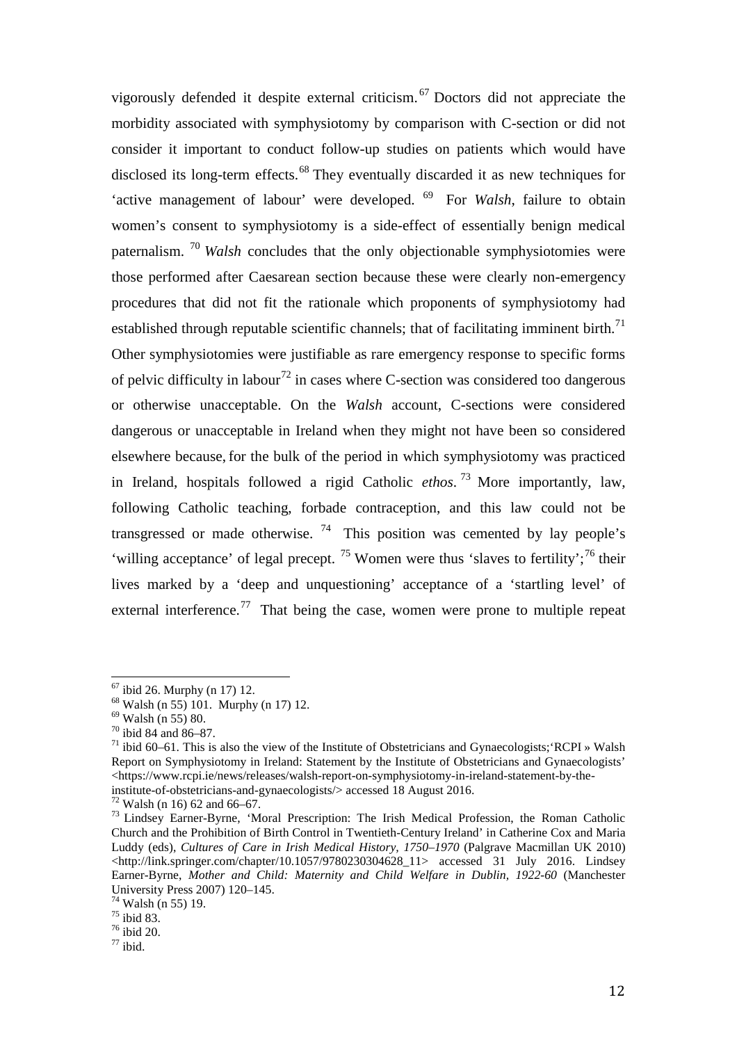vigorously defended it despite external criticism.[67] Doctors did not appreciate the morbidity associated with symphysiotomy by comparison with C-section or did not consider it important to conduct follow-up studies on patients which would have disclosed its long-term effects.[68] They eventually discarded it as new techniques for 'active management of labour' were developed. [69] For *Walsh*, failure to obtain women's consent to symphysiotomy is a side-effect of essentially benign medical paternalism. [70] *Walsh* concludes that the only objectionable symphysiotomies were those performed after Caesarean section because these were clearly non-emergency procedures that did not fit the rationale which proponents of symphysiotomy had established through reputable scientific channels; that of facilitating imminent birth.[71] Other symphysiotomies were justifiable as rare emergency response to specific forms of pelvic difficulty in labour[72] in cases where C-section was considered too dangerous or otherwise unacceptable. On the *Walsh* account, C-sections were considered dangerous or unacceptable in Ireland when they might not have been so considered elsewhere because, for the bulk of the period in which symphysiotomy was practiced in Ireland, hospitals followed a rigid Catholic *ethos*. [73] More importantly, law, following Catholic teaching, forbade contraception, and this law could not be transgressed or made otherwise. [74] This position was cemented by lay people's 'willing acceptance' of legal precept. [75] Women were thus 'slaves to fertility';[76] their lives marked by a 'deep and unquestioning' acceptance of a 'startling level' of external interference.[77] That being the case, women were prone to multiple repeat

---

[67] ibid 26. Murphy (n 17) 12.

[68] Walsh (n 55) 101. Murphy (n 17) 12.

[69] Walsh (n 55) 80.

[70] ibid 84 and 86–87.

[71] ibid 60–61. This is also the view of the Institute of Obstetricians and Gynaecologists;'RCPI » Walsh Report on Symphysiotomy in Ireland: Statement by the Institute of Obstetricians and Gynaecologists' <https://www.rcpi.ie/news/releases/walsh-report-on-symphysiotomy-in-ireland-statement-by-the-institute-of-obstetricians-and-gynaecologists/> accessed 18 August 2016.

[72] Walsh (n 16) 62 and 66–67.

[73] Lindsey Earner-Byrne, 'Moral Prescription: The Irish Medical Profession, the Roman Catholic Church and the Prohibition of Birth Control in Twentieth-Century Ireland' in Catherine Cox and Maria Luddy (eds), *Cultures of Care in Irish Medical History, 1750–1970* (Palgrave Macmillan UK 2010) <http://link.springer.com/chapter/10.1057/9780230304628_11> accessed 31 July 2016. Lindsey Earner-Byrne, *Mother and Child: Maternity and Child Welfare in Dublin, 1922-60* (Manchester University Press 2007) 120–145.

[74] Walsh (n 55) 19.

[75] ibid 83.

[76] ibid 20.

[77] ibid.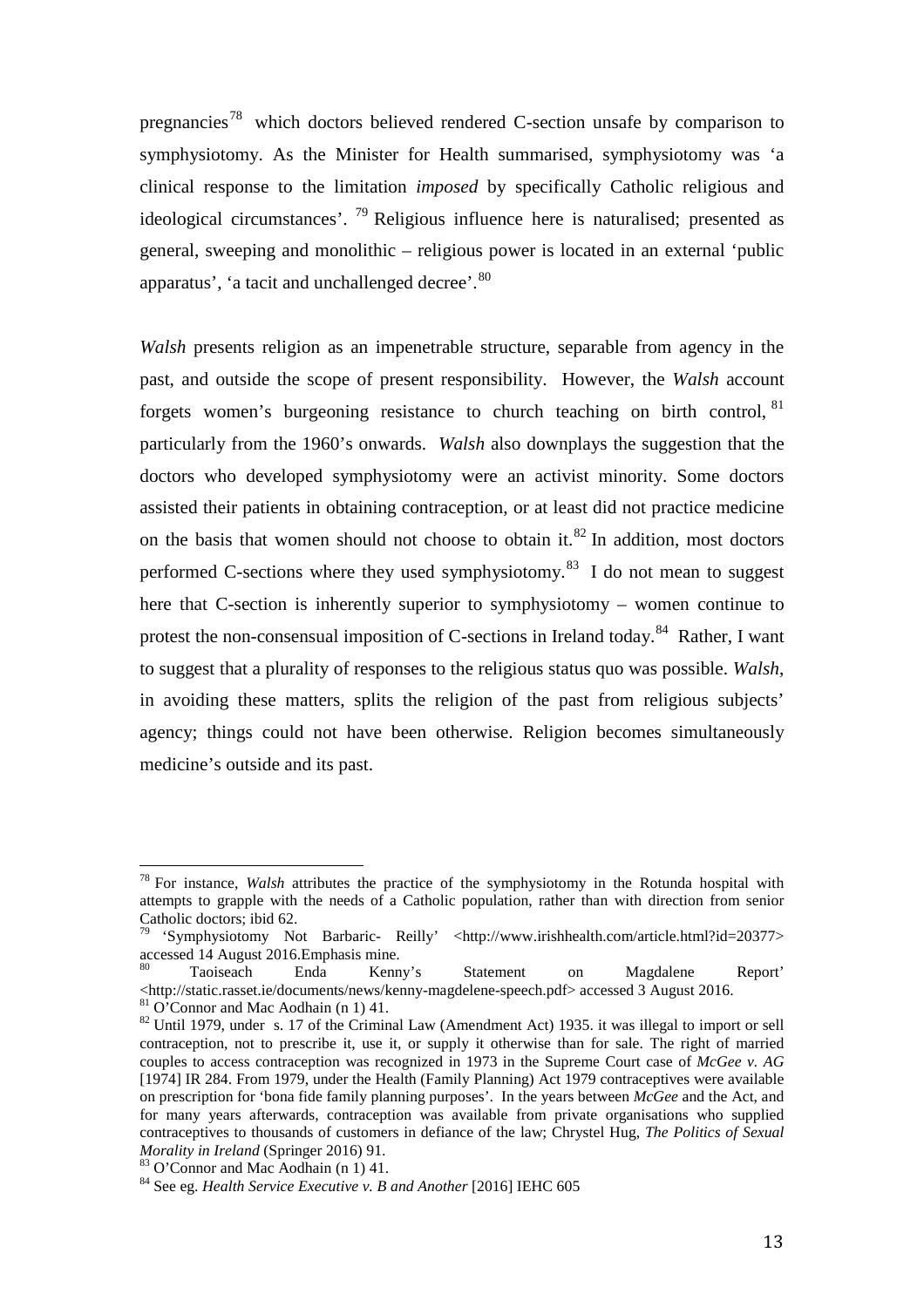pregnancies[78] which doctors believed rendered C-section unsafe by comparison to symphysiotomy. As the Minister for Health summarised, symphysiotomy was 'a clinical response to the limitation *imposed* by specifically Catholic religious and ideological circumstances'. [79] Religious influence here is naturalised; presented as general, sweeping and monolithic – religious power is located in an external 'public apparatus', 'a tacit and unchallenged decree'.[80]

*Walsh* presents religion as an impenetrable structure, separable from agency in the past, and outside the scope of present responsibility. However, the *Walsh* account forgets women's burgeoning resistance to church teaching on birth control, [81] particularly from the 1960's onwards. *Walsh* also downplays the suggestion that the doctors who developed symphysiotomy were an activist minority. Some doctors assisted their patients in obtaining contraception, or at least did not practice medicine on the basis that women should not choose to obtain it.[82] In addition, most doctors performed C-sections where they used symphysiotomy.[83] I do not mean to suggest here that C-section is inherently superior to symphysiotomy – women continue to protest the non-consensual imposition of C-sections in Ireland today.[84] Rather, I want to suggest that a plurality of responses to the religious status quo was possible. *Walsh*, in avoiding these matters, splits the religion of the past from religious subjects' agency; things could not have been otherwise. Religion becomes simultaneously medicine's outside and its past.

---

[78] For instance, *Walsh* attributes the practice of the symphysiotomy in the Rotunda hospital with attempts to grapple with the needs of a Catholic population, rather than with direction from senior Catholic doctors; ibid 62.

[79] 'Symphysiotomy Not Barbaric- Reilly' <http://www.irishhealth.com/article.html?id=20377> accessed 14 August 2016.Emphasis mine.

[80] Taoiseach Enda Kenny's Statement on Magdalene Report' <http://static.rasset.ie/documents/news/kenny-magdelene-speech.pdf> accessed 3 August 2016.

[81] O'Connor and Mac Aodhain (n 1) 41.

[82] Until 1979, under s. 17 of the Criminal Law (Amendment Act) 1935. it was illegal to import or sell contraception, not to prescribe it, use it, or supply it otherwise than for sale. The right of married couples to access contraception was recognized in 1973 in the Supreme Court case of *McGee v. AG* [1974] IR 284. From 1979, under the Health (Family Planning) Act 1979 contraceptives were available on prescription for 'bona fide family planning purposes'. In the years between *McGee* and the Act, and for many years afterwards, contraception was available from private organisations who supplied contraceptives to thousands of customers in defiance of the law; Chrystel Hug, *The Politics of Sexual Morality in Ireland* (Springer 2016) 91.

[83] O'Connor and Mac Aodhain (n 1) 41.

[84] See eg. *Health Service Executive v. B and Another* [2016] IEHC 605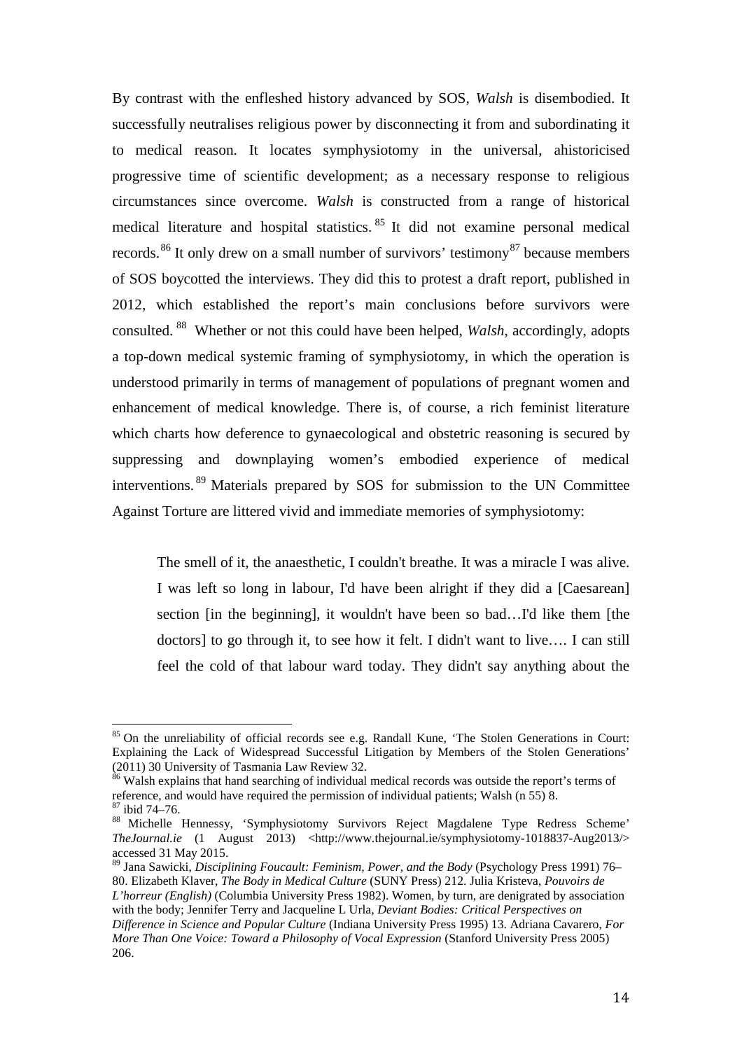By contrast with the enfleshed history advanced by SOS, *Walsh* is disembodied. It successfully neutralises religious power by disconnecting it from and subordinating it to medical reason. It locates symphysiotomy in the universal, ahistoricised progressive time of scientific development; as a necessary response to religious circumstances since overcome. *Walsh* is constructed from a range of historical medical literature and hospital statistics.[85] It did not examine personal medical records.[86] It only drew on a small number of survivors' testimony[87] because members of SOS boycotted the interviews. They did this to protest a draft report, published in 2012, which established the report's main conclusions before survivors were consulted.[88] Whether or not this could have been helped, *Walsh*, accordingly, adopts a top-down medical systemic framing of symphysiotomy, in which the operation is understood primarily in terms of management of populations of pregnant women and enhancement of medical knowledge. There is, of course, a rich feminist literature which charts how deference to gynaecological and obstetric reasoning is secured by suppressing and downplaying women's embodied experience of medical interventions.[89] Materials prepared by SOS for submission to the UN Committee Against Torture are littered vivid and immediate memories of symphysiotomy:

> The smell of it, the anaesthetic, I couldn't breathe. It was a miracle I was alive. I was left so long in labour, I'd have been alright if they did a [Caesarean] section [in the beginning], it wouldn't have been so bad…I'd like them [the doctors] to go through it, to see how it felt. I didn't want to live…. I can still feel the cold of that labour ward today. They didn't say anything about the

---

[85] On the unreliability of official records see e.g. Randall Kune, 'The Stolen Generations in Court: Explaining the Lack of Widespread Successful Litigation by Members of the Stolen Generations' (2011) 30 University of Tasmania Law Review 32.

[86] Walsh explains that hand searching of individual medical records was outside the report's terms of reference, and would have required the permission of individual patients; Walsh (n 55) 8.

[87] ibid 74–76.

[88] Michelle Hennessy, 'Symphysiotomy Survivors Reject Magdalene Type Redress Scheme' *TheJournal.ie* (1 August 2013) <http://www.thejournal.ie/symphysiotomy-1018837-Aug2013/> accessed 31 May 2015.

[89] Jana Sawicki, *Disciplining Foucault: Feminism, Power, and the Body* (Psychology Press 1991) 76–80. Elizabeth Klaver, *The Body in Medical Culture* (SUNY Press) 212. Julia Kristeva, *Pouvoirs de L'horreur (English)* (Columbia University Press 1982). Women, by turn, are denigrated by association with the body; Jennifer Terry and Jacqueline L Urla, *Deviant Bodies: Critical Perspectives on Difference in Science and Popular Culture* (Indiana University Press 1995) 13. Adriana Cavarero, *For More Than One Voice: Toward a Philosophy of Vocal Expression* (Stanford University Press 2005) 206.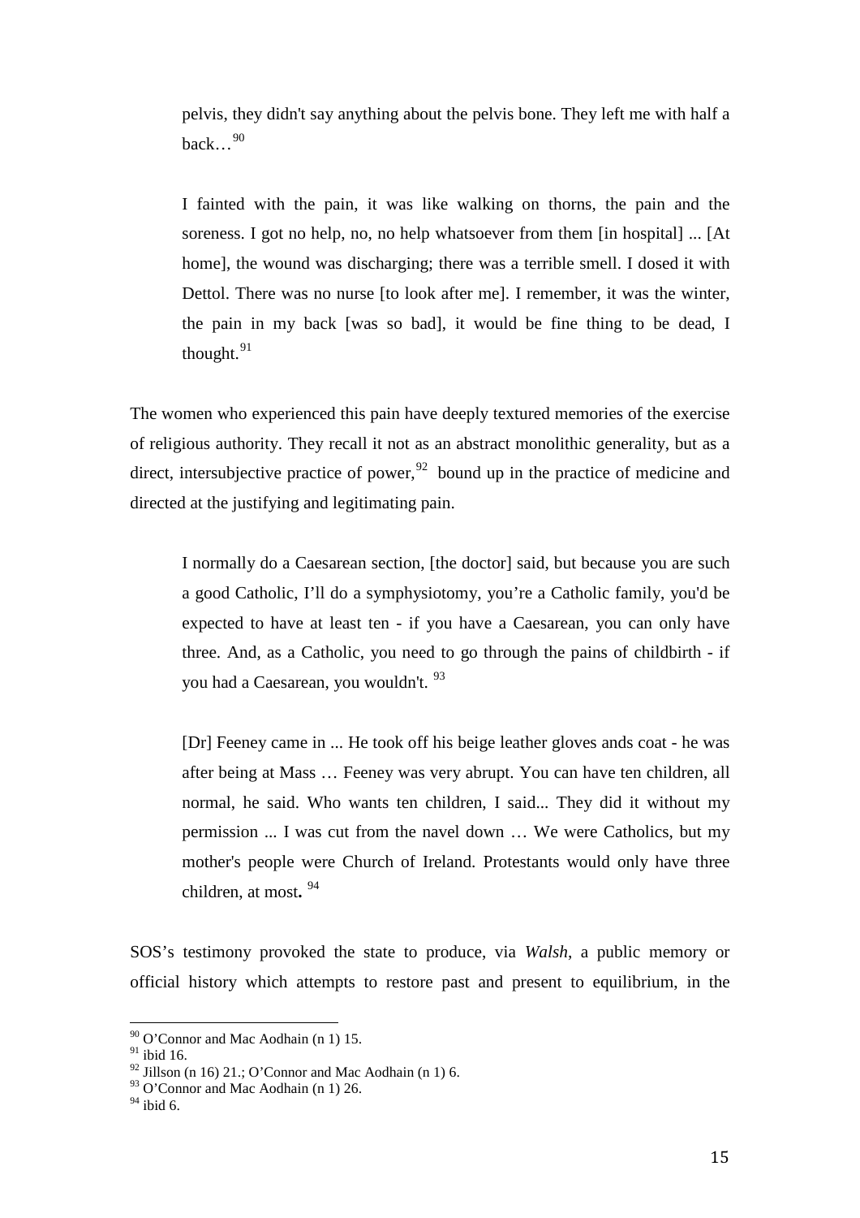> pelvis, they didn't say anything about the pelvis bone. They left me with half a back…[90]

> I fainted with the pain, it was like walking on thorns, the pain and the soreness. I got no help, no, no help whatsoever from them [in hospital] ... [At home], the wound was discharging; there was a terrible smell. I dosed it with Dettol. There was no nurse [to look after me]. I remember, it was the winter, the pain in my back [was so bad], it would be fine thing to be dead, I thought.[91]

The women who experienced this pain have deeply textured memories of the exercise of religious authority. They recall it not as an abstract monolithic generality, but as a direct, intersubjective practice of power,[92] bound up in the practice of medicine and directed at the justifying and legitimating pain.

> I normally do a Caesarean section, [the doctor] said, but because you are such a good Catholic, I'll do a symphysiotomy, you're a Catholic family, you'd be expected to have at least ten - if you have a Caesarean, you can only have three. And, as a Catholic, you need to go through the pains of childbirth - if you had a Caesarean, you wouldn't. [93]

> [Dr] Feeney came in ... He took off his beige leather gloves ands coat - he was after being at Mass … Feeney was very abrupt. You can have ten children, all normal, he said. Who wants ten children, I said... They did it without my permission ... I was cut from the navel down … We were Catholics, but my mother's people were Church of Ireland. Protestants would only have three children, at most**.** [94]

SOS's testimony provoked the state to produce, via *Walsh*, a public memory or official history which attempts to restore past and present to equilibrium, in the

---

[90] O'Connor and Mac Aodhain (n 1) 15.

[91] ibid 16.

[92] Jillson (n 16) 21.; O'Connor and Mac Aodhain (n 1) 6.

[93] O'Connor and Mac Aodhain (n 1) 26.

[94] ibid 6.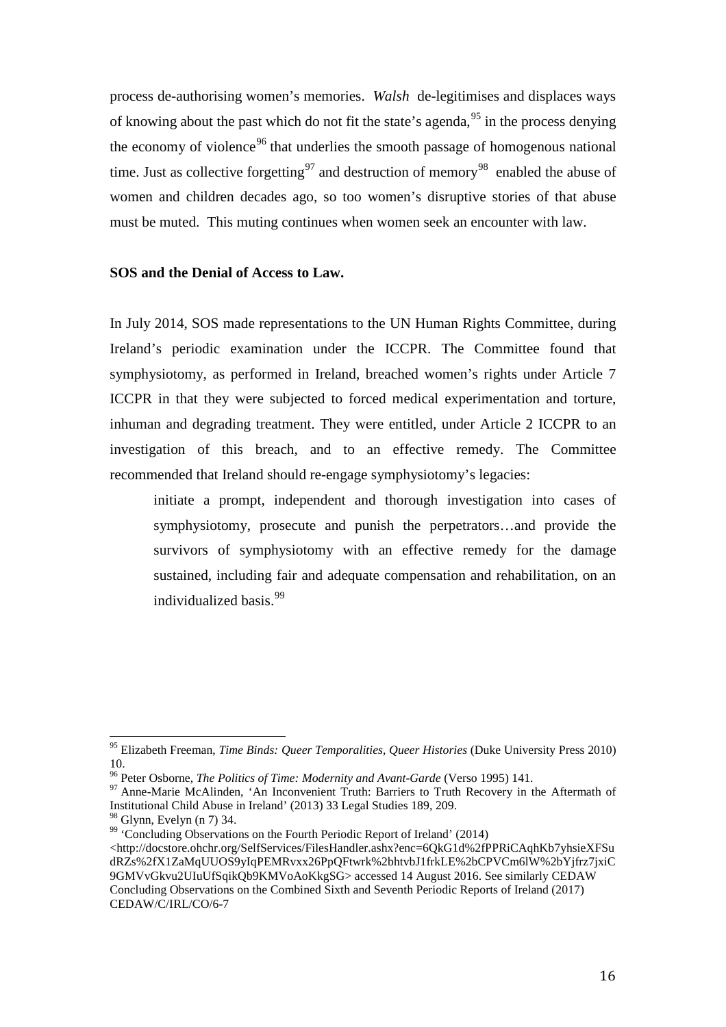process de-authorising women's memories. *Walsh* de-legitimises and displaces ways of knowing about the past which do not fit the state's agenda,[95] in the process denying the economy of violence[96] that underlies the smooth passage of homogenous national time. Just as collective forgetting[97] and destruction of memory[98] enabled the abuse of women and children decades ago, so too women's disruptive stories of that abuse must be muted. This muting continues when women seek an encounter with law.

**SOS and the Denial of Access to Law.**

In July 2014, SOS made representations to the UN Human Rights Committee, during Ireland's periodic examination under the ICCPR. The Committee found that symphysiotomy, as performed in Ireland, breached women's rights under Article 7 ICCPR in that they were subjected to forced medical experimentation and torture, inhuman and degrading treatment. They were entitled, under Article 2 ICCPR to an investigation of this breach, and to an effective remedy. The Committee recommended that Ireland should re-engage symphysiotomy's legacies:

> initiate a prompt, independent and thorough investigation into cases of symphysiotomy, prosecute and punish the perpetrators…and provide the survivors of symphysiotomy with an effective remedy for the damage sustained, including fair and adequate compensation and rehabilitation, on an individualized basis.[99]

---

[95] Elizabeth Freeman, *Time Binds: Queer Temporalities, Queer Histories* (Duke University Press 2010) 10.

[96] Peter Osborne, *The Politics of Time: Modernity and Avant-Garde* (Verso 1995) 141.

[97] Anne-Marie McAlinden, 'An Inconvenient Truth: Barriers to Truth Recovery in the Aftermath of Institutional Child Abuse in Ireland' (2013) 33 Legal Studies 189, 209.

[98] Glynn, Evelyn (n 7) 34.

[99] 'Concluding Observations on the Fourth Periodic Report of Ireland' (2014) <http://docstore.ohchr.org/SelfServices/FilesHandler.ashx?enc=6QkG1d%2fPPRiCAqhKb7yhsieXFSudRZs%2fX1ZaMqUUOS9yIqPEMRvxx26PpQFtwrk%2bhtvbJ1frkLE%2bCPVCm6lW%2bYjfrz7jxiC9GMVvGkvu2UIuUfSqikQb9KMVoAoKkgSG> accessed 14 August 2016. See similarly CEDAW Concluding Observations on the Combined Sixth and Seventh Periodic Reports of Ireland (2017) CEDAW/C/IRL/CO/6-7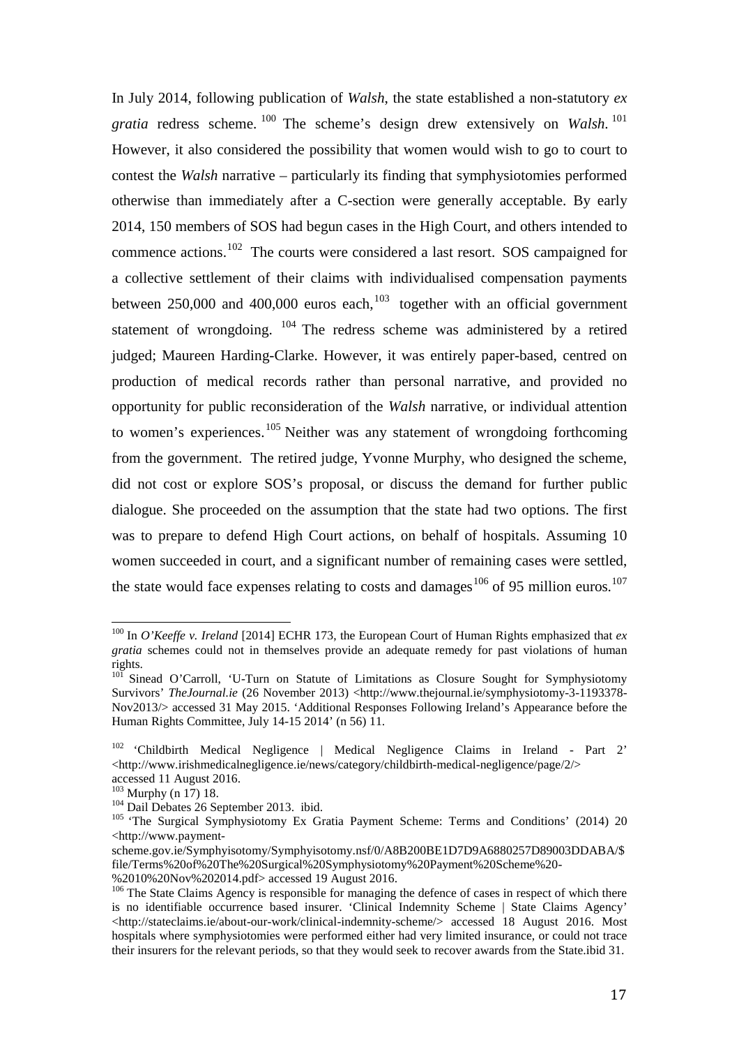In July 2014, following publication of *Walsh*, the state established a non-statutory *ex gratia* redress scheme.[100] The scheme's design drew extensively on *Walsh*.[101] However, it also considered the possibility that women would wish to go to court to contest the *Walsh* narrative – particularly its finding that symphysiotomies performed otherwise than immediately after a C-section were generally acceptable. By early 2014, 150 members of SOS had begun cases in the High Court, and others intended to commence actions.[102] The courts were considered a last resort. SOS campaigned for a collective settlement of their claims with individualised compensation payments between 250,000 and 400,000 euros each,[103] together with an official government statement of wrongdoing. [104] The redress scheme was administered by a retired judged; Maureen Harding-Clarke. However, it was entirely paper-based, centred on production of medical records rather than personal narrative, and provided no opportunity for public reconsideration of the *Walsh* narrative, or individual attention to women's experiences.[105] Neither was any statement of wrongdoing forthcoming from the government. The retired judge, Yvonne Murphy, who designed the scheme, did not cost or explore SOS's proposal, or discuss the demand for further public dialogue. She proceeded on the assumption that the state had two options. The first was to prepare to defend High Court actions, on behalf of hospitals. Assuming 10 women succeeded in court, and a significant number of remaining cases were settled, the state would face expenses relating to costs and damages[106] of 95 million euros.[107]

---

[100] In *O'Keeffe v. Ireland* [2014] ECHR 173, the European Court of Human Rights emphasized that *ex gratia* schemes could not in themselves provide an adequate remedy for past violations of human rights.

[101] Sinead O'Carroll, 'U-Turn on Statute of Limitations as Closure Sought for Symphysiotomy Survivors' *TheJournal.ie* (26 November 2013) <http://www.thejournal.ie/symphysiotomy-3-1193378-Nov2013/> accessed 31 May 2015. 'Additional Responses Following Ireland's Appearance before the Human Rights Committee, July 14-15 2014' (n 56) 11.

[102] 'Childbirth Medical Negligence | Medical Negligence Claims in Ireland - Part 2' <http://www.irishmedicalnegligence.ie/news/category/childbirth-medical-negligence/page/2/> accessed 11 August 2016.

[103] Murphy (n 17) 18.

[104] Dail Debates 26 September 2013. ibid.

[105] 'The Surgical Symphysiotomy Ex Gratia Payment Scheme: Terms and Conditions' (2014) 20 <http://www.payment-scheme.gov.ie/Symphyisotomy/Symphyisotomy.nsf/0/A8B200BE1D7D9A6880257D89003DDABA/$file/Terms%20of%20The%20Surgical%20Symphysiotomy%20Payment%20Scheme%20-%2010%20Nov%202014.pdf> accessed 19 August 2016.

[106] The State Claims Agency is responsible for managing the defence of cases in respect of which there is no identifiable occurrence based insurer. 'Clinical Indemnity Scheme | State Claims Agency' <http://stateclaims.ie/about-our-work/clinical-indemnity-scheme/> accessed 18 August 2016. Most hospitals where symphysiotomies were performed either had very limited insurance, or could not trace their insurers for the relevant periods, so that they would seek to recover awards from the State.ibid 31.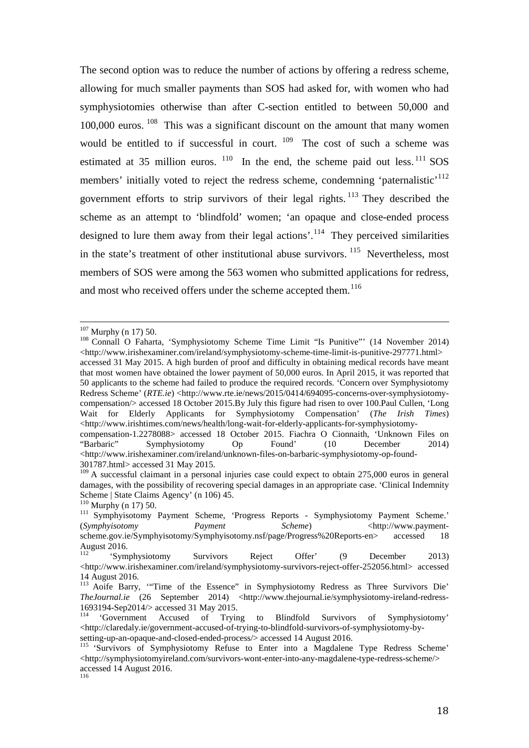The second option was to reduce the number of actions by offering a redress scheme, allowing for much smaller payments than SOS had asked for, with women who had symphysiotomies otherwise than after C-section entitled to between 50,000 and 100,000 euros. [108] This was a significant discount on the amount that many women would be entitled to if successful in court. [109] The cost of such a scheme was estimated at 35 million euros. [110] In the end, the scheme paid out less. [111] SOS members' initially voted to reject the redress scheme, condemning 'paternalistic'[112] government efforts to strip survivors of their legal rights. [113] They described the scheme as an attempt to 'blindfold' women; 'an opaque and close-ended process designed to lure them away from their legal actions'.[114] They perceived similarities in the state's treatment of other institutional abuse survivors. [115] Nevertheless, most members of SOS were among the 563 women who submitted applications for redress, and most who received offers under the scheme accepted them.[116]

---

[107] Murphy (n 17) 50.

[108] Connall O Faharta, 'Symphysiotomy Scheme Time Limit "Is Punitive"' (14 November 2014) <http://www.irishexaminer.com/ireland/symphysiotomy-scheme-time-limit-is-punitive-297771.html> accessed 31 May 2015. A high burden of proof and difficulty in obtaining medical records have meant that most women have obtained the lower payment of 50,000 euros. In April 2015, it was reported that 50 applicants to the scheme had failed to produce the required records. 'Concern over Symphysiotomy Redress Scheme' (*RTE.ie*) <http://www.rte.ie/news/2015/0414/694095-concerns-over-symphysiotomy-compensation/> accessed 18 October 2015.By July this figure had risen to over 100.Paul Cullen, 'Long Wait for Elderly Applicants for Symphysiotomy Compensation' (*The Irish Times*) <http://www.irishtimes.com/news/health/long-wait-for-elderly-applicants-for-symphysiotomy-compensation-1.2278088> accessed 18 October 2015. Fiachra O Cionnaith, 'Unknown Files on "Barbaric" Symphysiotomy Op Found' (10 December 2014) <http://www.irishexaminer.com/ireland/unknown-files-on-barbaric-symphysiotomy-op-found-301787.html> accessed 31 May 2015.

[109] A successful claimant in a personal injuries case could expect to obtain 275,000 euros in general damages, with the possibility of recovering special damages in an appropriate case. 'Clinical Indemnity Scheme | State Claims Agency' (n 106) 45.

[110] Murphy (n 17) 50.

[111] Symphyisotomy Payment Scheme, 'Progress Reports - Symphysiotomy Payment Scheme.' (*Symphyisotomy Payment Scheme*) <http://www.payment-scheme.gov.ie/Symphyisotomy/Symphyisotomy.nsf/page/Progress%20Reports-en> accessed 18 August 2016.

[112] 'Symphysiotomy Survivors Reject Offer' (9 December 2013) <http://www.irishexaminer.com/ireland/symphysiotomy-survivors-reject-offer-252056.html> accessed 14 August 2016.

[113] Aoife Barry, '"Time of the Essence" in Symphysiotomy Redress as Three Survivors Die' *TheJournal.ie* (26 September 2014) <http://www.thejournal.ie/symphysiotomy-ireland-redress-1693194-Sep2014/> accessed 31 May 2015.

[114] 'Government Accused of Trying to Blindfold Survivors of Symphysiotomy' <http://claredaly.ie/government-accused-of-trying-to-blindfold-survivors-of-symphysiotomy-by-setting-up-an-opaque-and-closed-ended-process/> accessed 14 August 2016.

[115] 'Survivors of Symphysiotomy Refuse to Enter into a Magdalene Type Redress Scheme' <http://symphysiotomyireland.com/survivors-wont-enter-into-any-magdalene-type-redress-scheme/> accessed 14 August 2016.

[116]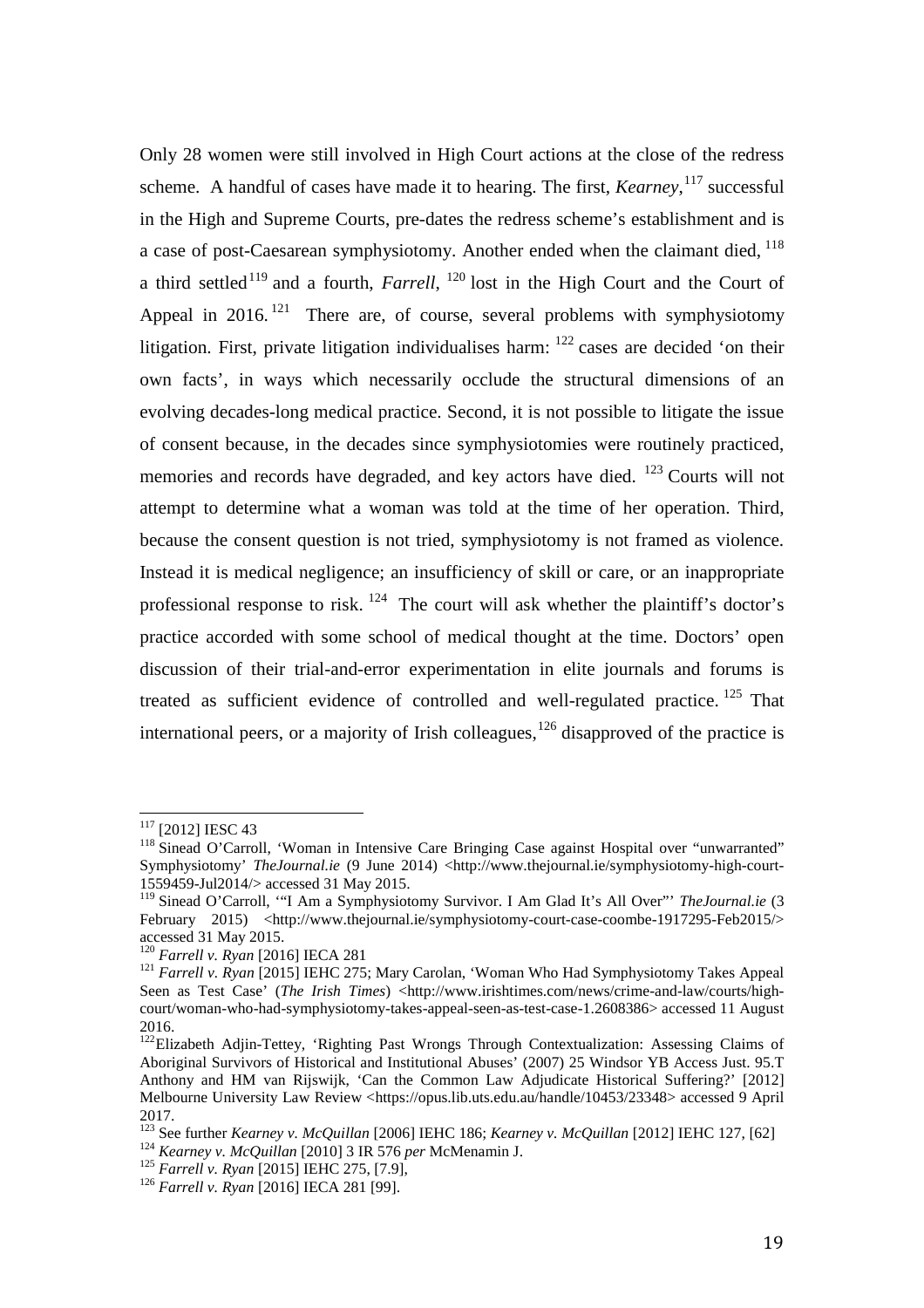Only 28 women were still involved in High Court actions at the close of the redress scheme. A handful of cases have made it to hearing. The first, *Kearney*,[117] successful in the High and Supreme Courts, pre-dates the redress scheme's establishment and is a case of post-Caesarean symphysiotomy. Another ended when the claimant died,[118] a third settled[119] and a fourth, *Farrell*,[120] lost in the High Court and the Court of Appeal in 2016.[121] There are, of course, several problems with symphysiotomy litigation. First, private litigation individualises harm:[122] cases are decided 'on their own facts', in ways which necessarily occlude the structural dimensions of an evolving decades-long medical practice. Second, it is not possible to litigate the issue of consent because, in the decades since symphysiotomies were routinely practiced, memories and records have degraded, and key actors have died.[123] Courts will not attempt to determine what a woman was told at the time of her operation. Third, because the consent question is not tried, symphysiotomy is not framed as violence. Instead it is medical negligence; an insufficiency of skill or care, or an inappropriate professional response to risk.[124] The court will ask whether the plaintiff's doctor's practice accorded with some school of medical thought at the time. Doctors' open discussion of their trial-and-error experimentation in elite journals and forums is treated as sufficient evidence of controlled and well-regulated practice.[125] That international peers, or a majority of Irish colleagues,[126] disapproved of the practice is

---

[117] [2012] IESC 43

[118] Sinead O'Carroll, 'Woman in Intensive Care Bringing Case against Hospital over "unwarranted" Symphysiotomy' *TheJournal.ie* (9 June 2014) <http://www.thejournal.ie/symphysiotomy-high-court-1559459-Jul2014/> accessed 31 May 2015.

[119] Sinead O'Carroll, '"I Am a Symphysiotomy Survivor. I Am Glad It's All Over"' *TheJournal.ie* (3 February 2015) <http://www.thejournal.ie/symphysiotomy-court-case-coombe-1917295-Feb2015/> accessed 31 May 2015.

[120] *Farrell v. Ryan* [2016] IECA 281

[121] *Farrell v. Ryan* [2015] IEHC 275; Mary Carolan, 'Woman Who Had Symphysiotomy Takes Appeal Seen as Test Case' (*The Irish Times*) <http://www.irishtimes.com/news/crime-and-law/courts/high-court/woman-who-had-symphysiotomy-takes-appeal-seen-as-test-case-1.2608386> accessed 11 August 2016.

[122] Elizabeth Adjin-Tettey, 'Righting Past Wrongs Through Contextualization: Assessing Claims of Aboriginal Survivors of Historical and Institutional Abuses' (2007) 25 Windsor YB Access Just. 95.T Anthony and HM van Rijswijk, 'Can the Common Law Adjudicate Historical Suffering?' [2012] Melbourne University Law Review <https://opus.lib.uts.edu.au/handle/10453/23348> accessed 9 April 2017.

[123] See further *Kearney v. McQuillan* [2006] IEHC 186; *Kearney v. McQuillan* [2012] IEHC 127, [62]

[124] *Kearney v. McQuillan* [2010] 3 IR 576 *per* McMenamin J.

[125] *Farrell v. Ryan* [2015] IEHC 275, [7.9],

[126] *Farrell v. Ryan* [2016] IECA 281 [99].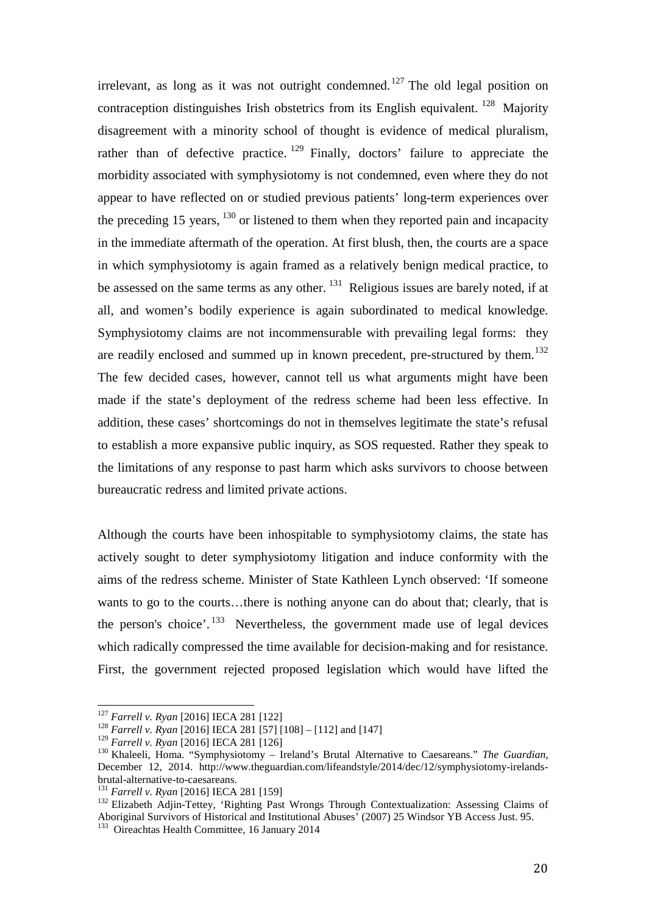irrelevant, as long as it was not outright condemned.[127] The old legal position on contraception distinguishes Irish obstetrics from its English equivalent.[128] Majority disagreement with a minority school of thought is evidence of medical pluralism, rather than of defective practice.[129] Finally, doctors' failure to appreciate the morbidity associated with symphysiotomy is not condemned, even where they do not appear to have reflected on or studied previous patients' long-term experiences over the preceding 15 years,[130] or listened to them when they reported pain and incapacity in the immediate aftermath of the operation. At first blush, then, the courts are a space in which symphysiotomy is again framed as a relatively benign medical practice, to be assessed on the same terms as any other.[131] Religious issues are barely noted, if at all, and women's bodily experience is again subordinated to medical knowledge. Symphysiotomy claims are not incommensurable with prevailing legal forms: they are readily enclosed and summed up in known precedent, pre-structured by them.[132] The few decided cases, however, cannot tell us what arguments might have been made if the state's deployment of the redress scheme had been less effective. In addition, these cases' shortcomings do not in themselves legitimate the state's refusal to establish a more expansive public inquiry, as SOS requested. Rather they speak to the limitations of any response to past harm which asks survivors to choose between bureaucratic redress and limited private actions.

Although the courts have been inhospitable to symphysiotomy claims, the state has actively sought to deter symphysiotomy litigation and induce conformity with the aims of the redress scheme. Minister of State Kathleen Lynch observed: 'If someone wants to go to the courts…there is nothing anyone can do about that; clearly, that is the person's choice'.[133] Nevertheless, the government made use of legal devices which radically compressed the time available for decision-making and for resistance. First, the government rejected proposed legislation which would have lifted the

---

[127] *Farrell v. Ryan* [2016] IECA 281 [122]

[128] *Farrell v. Ryan* [2016] IECA 281 [57] [108] – [112] and [147]

[129] *Farrell v. Ryan* [2016] IECA 281 [126]

[130] Khaleeli, Homa. "Symphysiotomy – Ireland's Brutal Alternative to Caesareans." *The Guardian*, December 12, 2014. http://www.theguardian.com/lifeandstyle/2014/dec/12/symphysiotomy-irelands-brutal-alternative-to-caesareans.

[131] *Farrell v. Ryan* [2016] IECA 281 [159]

[132] Elizabeth Adjin-Tettey, 'Righting Past Wrongs Through Contextualization: Assessing Claims of Aboriginal Survivors of Historical and Institutional Abuses' (2007) 25 Windsor YB Access Just. 95.

[133] Oireachtas Health Committee, 16 January 2014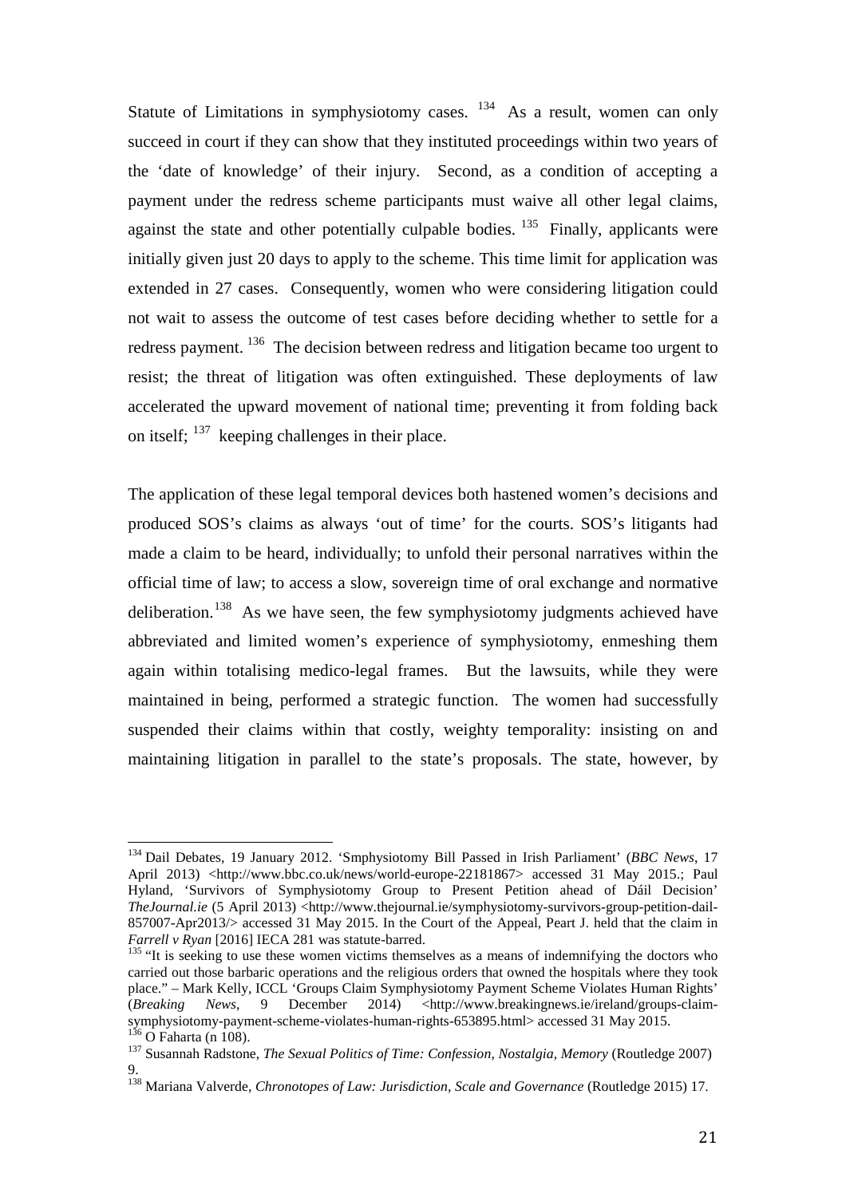Statute of Limitations in symphysiotomy cases. [134] As a result, women can only succeed in court if they can show that they instituted proceedings within two years of the 'date of knowledge' of their injury. Second, as a condition of accepting a payment under the redress scheme participants must waive all other legal claims, against the state and other potentially culpable bodies. [135] Finally, applicants were initially given just 20 days to apply to the scheme. This time limit for application was extended in 27 cases. Consequently, women who were considering litigation could not wait to assess the outcome of test cases before deciding whether to settle for a redress payment. [136] The decision between redress and litigation became too urgent to resist; the threat of litigation was often extinguished. These deployments of law accelerated the upward movement of national time; preventing it from folding back on itself; [137] keeping challenges in their place.

The application of these legal temporal devices both hastened women's decisions and produced SOS's claims as always 'out of time' for the courts. SOS's litigants had made a claim to be heard, individually; to unfold their personal narratives within the official time of law; to access a slow, sovereign time of oral exchange and normative deliberation.[138] As we have seen, the few symphysiotomy judgments achieved have abbreviated and limited women's experience of symphysiotomy, enmeshing them again within totalising medico-legal frames. But the lawsuits, while they were maintained in being, performed a strategic function. The women had successfully suspended their claims within that costly, weighty temporality: insisting on and maintaining litigation in parallel to the state's proposals. The state, however, by

---

[134] Dail Debates, 19 January 2012. 'Smphysiotomy Bill Passed in Irish Parliament' (*BBC News*, 17 April 2013) <http://www.bbc.co.uk/news/world-europe-22181867> accessed 31 May 2015.; Paul Hyland, 'Survivors of Symphysiotomy Group to Present Petition ahead of Dáil Decision' *TheJournal.ie* (5 April 2013) <http://www.thejournal.ie/symphysiotomy-survivors-group-petition-dail-857007-Apr2013/> accessed 31 May 2015. In the Court of the Appeal, Peart J. held that the claim in *Farrell v Ryan* [2016] IECA 281 was statute-barred.

[135] "It is seeking to use these women victims themselves as a means of indemnifying the doctors who carried out those barbaric operations and the religious orders that owned the hospitals where they took place." – Mark Kelly, ICCL 'Groups Claim Symphysiotomy Payment Scheme Violates Human Rights' (*Breaking News*, 9 December 2014) <http://www.breakingnews.ie/ireland/groups-claim-symphysiotomy-payment-scheme-violates-human-rights-653895.html> accessed 31 May 2015.

[136] O Faharta (n 108).

[137] Susannah Radstone, *The Sexual Politics of Time: Confession, Nostalgia, Memory* (Routledge 2007) 9.

[138] Mariana Valverde, *Chronotopes of Law: Jurisdiction, Scale and Governance* (Routledge 2015) 17.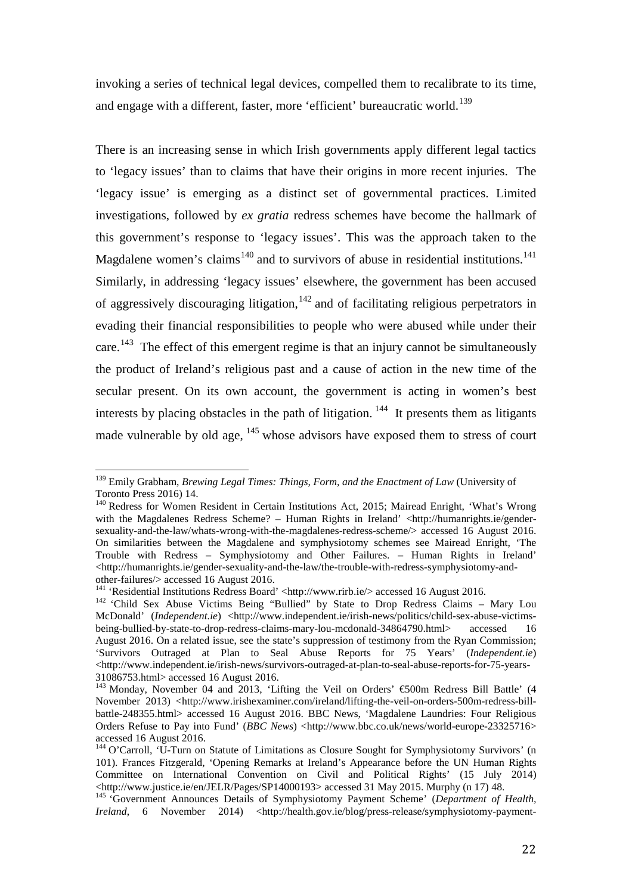invoking a series of technical legal devices, compelled them to recalibrate to its time, and engage with a different, faster, more 'efficient' bureaucratic world.[139]

There is an increasing sense in which Irish governments apply different legal tactics to 'legacy issues' than to claims that have their origins in more recent injuries. The 'legacy issue' is emerging as a distinct set of governmental practices. Limited investigations, followed by *ex gratia* redress schemes have become the hallmark of this government's response to 'legacy issues'. This was the approach taken to the Magdalene women's claims[140] and to survivors of abuse in residential institutions.[141] Similarly, in addressing 'legacy issues' elsewhere, the government has been accused of aggressively discouraging litigation,[142] and of facilitating religious perpetrators in evading their financial responsibilities to people who were abused while under their care.[143] The effect of this emergent regime is that an injury cannot be simultaneously the product of Ireland's religious past and a cause of action in the new time of the secular present. On its own account, the government is acting in women's best interests by placing obstacles in the path of litigation.[144] It presents them as litigants made vulnerable by old age,[145] whose advisors have exposed them to stress of court

---

[139] Emily Grabham, *Brewing Legal Times: Things, Form, and the Enactment of Law* (University of Toronto Press 2016) 14.

[140] Redress for Women Resident in Certain Institutions Act, 2015; Mairead Enright, 'What's Wrong with the Magdalenes Redress Scheme? – Human Rights in Ireland' <http://humanrights.ie/gender-sexuality-and-the-law/whats-wrong-with-the-magdalenes-redress-scheme/> accessed 16 August 2016. On similarities between the Magdalene and symphysiotomy schemes see Mairead Enright, 'The Trouble with Redress – Symphysiotomy and Other Failures. – Human Rights in Ireland' <http://humanrights.ie/gender-sexuality-and-the-law/the-trouble-with-redress-symphysiotomy-and-other-failures/> accessed 16 August 2016.

[141] 'Residential Institutions Redress Board' <http://www.rirb.ie/> accessed 16 August 2016.

[142] 'Child Sex Abuse Victims Being "Bullied" by State to Drop Redress Claims – Mary Lou McDonald' (*Independent.ie*) <http://www.independent.ie/irish-news/politics/child-sex-abuse-victims-being-bullied-by-state-to-drop-redress-claims-mary-lou-mcdonald-34864790.html> accessed 16 August 2016. On a related issue, see the state's suppression of testimony from the Ryan Commission; 'Survivors Outraged at Plan to Seal Abuse Reports for 75 Years' (*Independent.ie*) <http://www.independent.ie/irish-news/survivors-outraged-at-plan-to-seal-abuse-reports-for-75-years-31086753.html> accessed 16 August 2016.

[143] Monday, November 04 and 2013, 'Lifting the Veil on Orders' €500m Redress Bill Battle' (4 November 2013) <http://www.irishexaminer.com/ireland/lifting-the-veil-on-orders-500m-redress-bill-battle-248355.html> accessed 16 August 2016. BBC News, 'Magdalene Laundries: Four Religious Orders Refuse to Pay into Fund' (*BBC News*) <http://www.bbc.co.uk/news/world-europe-23325716> accessed 16 August 2016.

[144] O'Carroll, 'U-Turn on Statute of Limitations as Closure Sought for Symphysiotomy Survivors' (n 101). Frances Fitzgerald, 'Opening Remarks at Ireland's Appearance before the UN Human Rights Committee on International Convention on Civil and Political Rights' (15 July 2014) <http://www.justice.ie/en/JELR/Pages/SP14000193> accessed 31 May 2015. Murphy (n 17) 48.

[145] 'Government Announces Details of Symphysiotomy Payment Scheme' (*Department of Health, Ireland*, 6 November 2014) <http://health.gov.ie/blog/press-release/symphysiotomy-payment-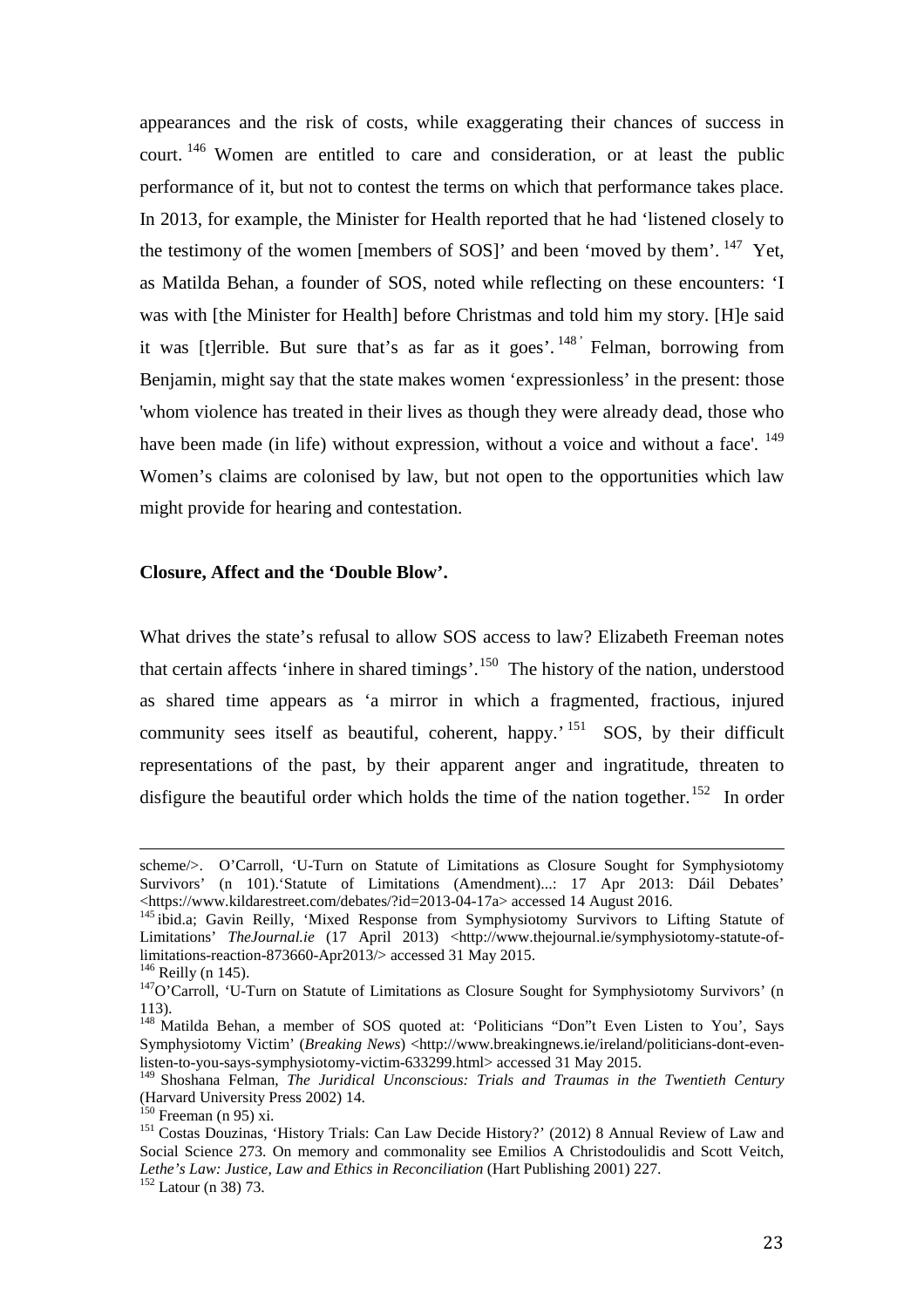appearances and the risk of costs, while exaggerating their chances of success in court.[146] Women are entitled to care and consideration, or at least the public performance of it, but not to contest the terms on which that performance takes place. In 2013, for example, the Minister for Health reported that he had 'listened closely to the testimony of the women [members of SOS]' and been 'moved by them'.[147] Yet, as Matilda Behan, a founder of SOS, noted while reflecting on these encounters: 'I was with [the Minister for Health] before Christmas and told him my story. [H]e said it was [t]errible. But sure that's as far as it goes'.[148]' Felman, borrowing from Benjamin, might say that the state makes women 'expressionless' in the present: those 'whom violence has treated in their lives as though they were already dead, those who have been made (in life) without expression, without a voice and without a face'.[149] Women's claims are colonised by law, but not open to the opportunities which law might provide for hearing and contestation.

**Closure, Affect and the 'Double Blow'.**

What drives the state's refusal to allow SOS access to law? Elizabeth Freeman notes that certain affects 'inhere in shared timings'.[150] The history of the nation, understood as shared time appears as 'a mirror in which a fragmented, fractious, injured community sees itself as beautiful, coherent, happy.'[151] SOS, by their difficult representations of the past, by their apparent anger and ingratitude, threaten to disfigure the beautiful order which holds the time of the nation together.[152] In order

---

scheme/>. O'Carroll, 'U-Turn on Statute of Limitations as Closure Sought for Symphysiotomy Survivors' (n 101).'Statute of Limitations (Amendment)...: 17 Apr 2013: Dáil Debates' <https://www.kildarestreet.com/debates/?id=2013-04-17a> accessed 14 August 2016.

[145] ibid.a; Gavin Reilly, 'Mixed Response from Symphysiotomy Survivors to Lifting Statute of Limitations' *TheJournal.ie* (17 April 2013) <http://www.thejournal.ie/symphysiotomy-statute-of-limitations-reaction-873660-Apr2013/> accessed 31 May 2015.

[146] Reilly (n 145).

[147] O'Carroll, 'U-Turn on Statute of Limitations as Closure Sought for Symphysiotomy Survivors' (n 113).

[148] Matilda Behan, a member of SOS quoted at: 'Politicians "Don"t Even Listen to You', Says Symphysiotomy Victim' (*Breaking News*) <http://www.breakingnews.ie/ireland/politicians-dont-even-listen-to-you-says-symphysiotomy-victim-633299.html> accessed 31 May 2015.

[149] Shoshana Felman, *The Juridical Unconscious: Trials and Traumas in the Twentieth Century* (Harvard University Press 2002) 14.

[150] Freeman (n 95) xi.

[151] Costas Douzinas, 'History Trials: Can Law Decide History?' (2012) 8 Annual Review of Law and Social Science 273. On memory and commonality see Emilios A Christodoulidis and Scott Veitch, *Lethe's Law: Justice, Law and Ethics in Reconciliation* (Hart Publishing 2001) 227.

[152] Latour (n 38) 73.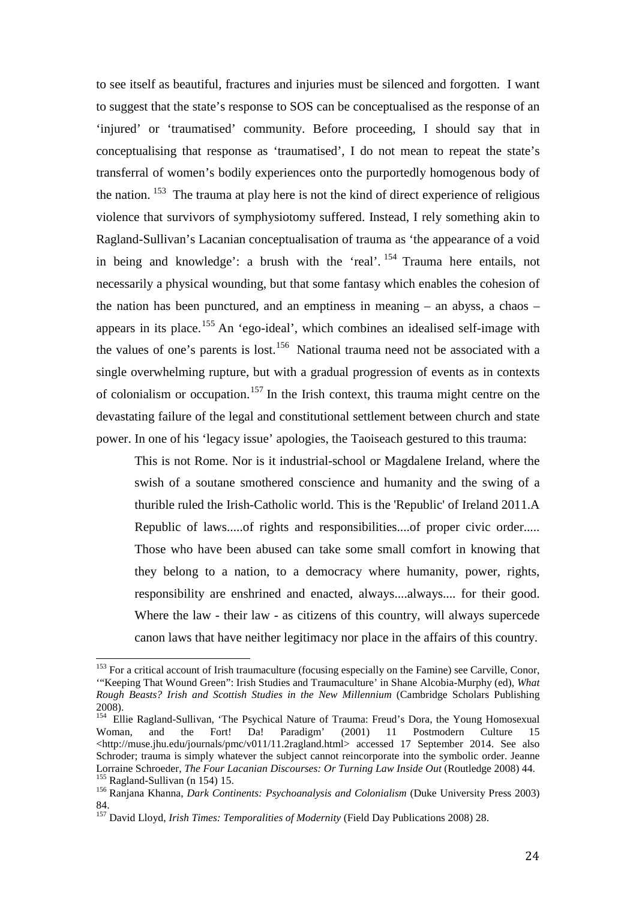to see itself as beautiful, fractures and injuries must be silenced and forgotten. I want to suggest that the state's response to SOS can be conceptualised as the response of an 'injured' or 'traumatised' community. Before proceeding, I should say that in conceptualising that response as 'traumatised', I do not mean to repeat the state's transferral of women's bodily experiences onto the purportedly homogenous body of the nation.[153] The trauma at play here is not the kind of direct experience of religious violence that survivors of symphysiotomy suffered. Instead, I rely something akin to Ragland-Sullivan's Lacanian conceptualisation of trauma as 'the appearance of a void in being and knowledge': a brush with the 'real'.[154] Trauma here entails, not necessarily a physical wounding, but that some fantasy which enables the cohesion of the nation has been punctured, and an emptiness in meaning – an abyss, a chaos – appears in its place.[155] An 'ego-ideal', which combines an idealised self-image with the values of one's parents is lost.[156] National trauma need not be associated with a single overwhelming rupture, but with a gradual progression of events as in contexts of colonialism or occupation.[157] In the Irish context, this trauma might centre on the devastating failure of the legal and constitutional settlement between church and state power. In one of his 'legacy issue' apologies, the Taoiseach gestured to this trauma:

> This is not Rome. Nor is it industrial-school or Magdalene Ireland, where the swish of a soutane smothered conscience and humanity and the swing of a thurible ruled the Irish-Catholic world. This is the 'Republic' of Ireland 2011.A Republic of laws.....of rights and responsibilities....of proper civic order..... Those who have been abused can take some small comfort in knowing that they belong to a nation, to a democracy where humanity, power, rights, responsibility are enshrined and enacted, always....always.... for their good. Where the law - their law - as citizens of this country, will always supercede canon laws that have neither legitimacy nor place in the affairs of this country.

---

[153] For a critical account of Irish traumaculture (focusing especially on the Famine) see Carville, Conor, '"Keeping That Wound Green": Irish Studies and Traumaculture' in Shane Alcobia-Murphy (ed), *What Rough Beasts? Irish and Scottish Studies in the New Millennium* (Cambridge Scholars Publishing 2008).

[154] Ellie Ragland-Sullivan, 'The Psychical Nature of Trauma: Freud's Dora, the Young Homosexual Woman, and the Fort! Da! Paradigm' (2001) 11 Postmodern Culture 15 <http://muse.jhu.edu/journals/pmc/v011/11.2ragland.html> accessed 17 September 2014. See also Schroder; trauma is simply whatever the subject cannot reincorporate into the symbolic order. Jeanne Lorraine Schroeder, *The Four Lacanian Discourses: Or Turning Law Inside Out* (Routledge 2008) 44.

[155] Ragland-Sullivan (n 154) 15.

[156] Ranjana Khanna, *Dark Continents: Psychoanalysis and Colonialism* (Duke University Press 2003) 84.

[157] David Lloyd, *Irish Times: Temporalities of Modernity* (Field Day Publications 2008) 28.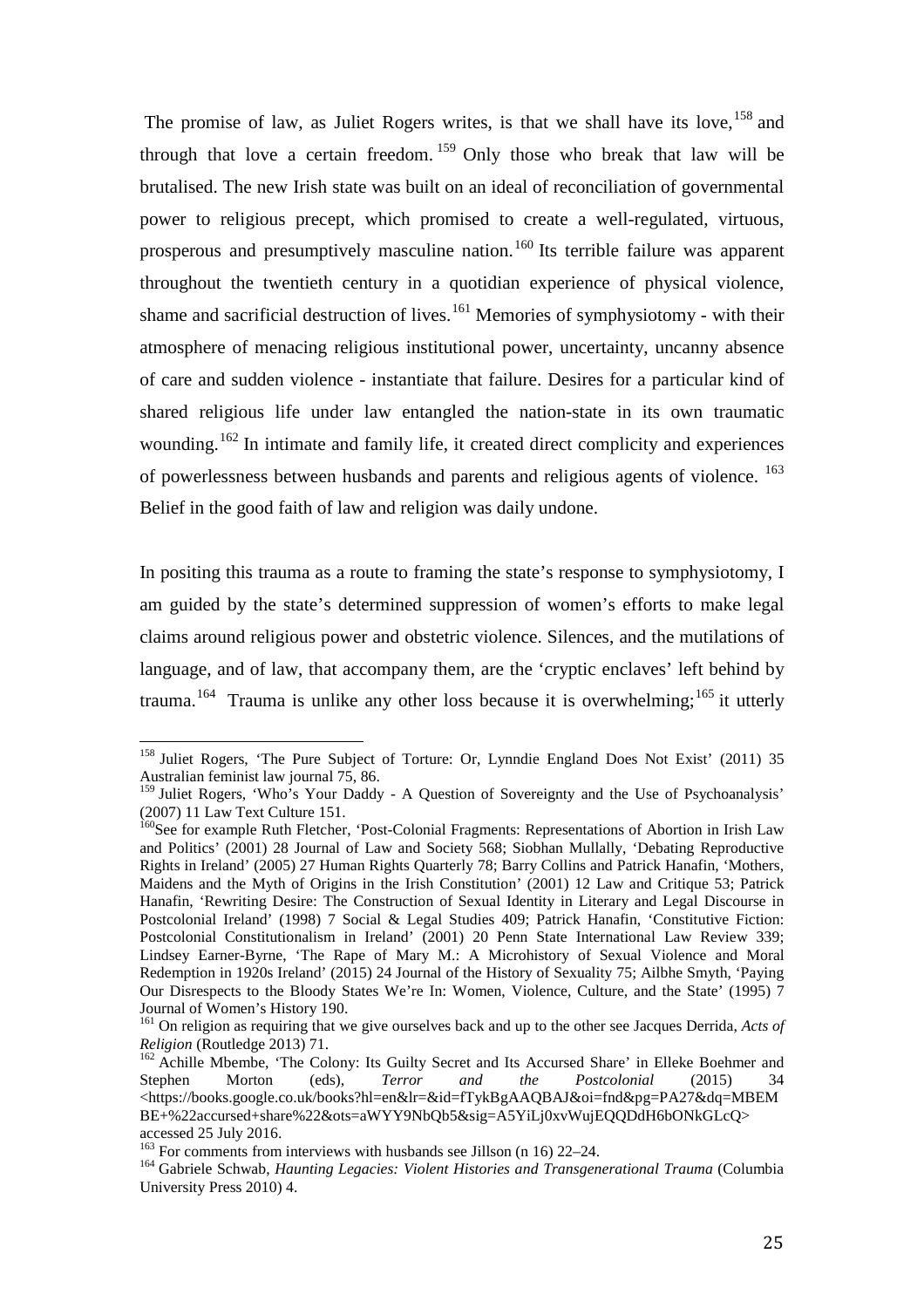The promise of law, as Juliet Rogers writes, is that we shall have its love,[158] and through that love a certain freedom.[159] Only those who break that law will be brutalised. The new Irish state was built on an ideal of reconciliation of governmental power to religious precept, which promised to create a well-regulated, virtuous, prosperous and presumptively masculine nation.[160] Its terrible failure was apparent throughout the twentieth century in a quotidian experience of physical violence, shame and sacrificial destruction of lives.[161] Memories of symphysiotomy - with their atmosphere of menacing religious institutional power, uncertainty, uncanny absence of care and sudden violence - instantiate that failure. Desires for a particular kind of shared religious life under law entangled the nation-state in its own traumatic wounding.[162] In intimate and family life, it created direct complicity and experiences of powerlessness between husbands and parents and religious agents of violence.[163] Belief in the good faith of law and religion was daily undone.

In positing this trauma as a route to framing the state's response to symphysiotomy, I am guided by the state's determined suppression of women's efforts to make legal claims around religious power and obstetric violence. Silences, and the mutilations of language, and of law, that accompany them, are the 'cryptic enclaves' left behind by trauma.[164] Trauma is unlike any other loss because it is overwhelming;[165] it utterly

---

[158] Juliet Rogers, 'The Pure Subject of Torture: Or, Lynndie England Does Not Exist' (2011) 35 Australian feminist law journal 75, 86.

[159] Juliet Rogers, 'Who's Your Daddy - A Question of Sovereignty and the Use of Psychoanalysis' (2007) 11 Law Text Culture 151.

[160] See for example Ruth Fletcher, 'Post-Colonial Fragments: Representations of Abortion in Irish Law and Politics' (2001) 28 Journal of Law and Society 568; Siobhan Mullally, 'Debating Reproductive Rights in Ireland' (2005) 27 Human Rights Quarterly 78; Barry Collins and Patrick Hanafin, 'Mothers, Maidens and the Myth of Origins in the Irish Constitution' (2001) 12 Law and Critique 53; Patrick Hanafin, 'Rewriting Desire: The Construction of Sexual Identity in Literary and Legal Discourse in Postcolonial Ireland' (1998) 7 Social & Legal Studies 409; Patrick Hanafin, 'Constitutive Fiction: Postcolonial Constitutionalism in Ireland' (2001) 20 Penn State International Law Review 339; Lindsey Earner-Byrne, 'The Rape of Mary M.: A Microhistory of Sexual Violence and Moral Redemption in 1920s Ireland' (2015) 24 Journal of the History of Sexuality 75; Ailbhe Smyth, 'Paying Our Disrespects to the Bloody States We're In: Women, Violence, Culture, and the State' (1995) 7 Journal of Women's History 190.

[161] On religion as requiring that we give ourselves back and up to the other see Jacques Derrida, *Acts of Religion* (Routledge 2013) 71.

[162] Achille Mbembe, 'The Colony: Its Guilty Secret and Its Accursed Share' in Elleke Boehmer and Stephen Morton (eds), *Terror and the Postcolonial* (2015) 34 <https://books.google.co.uk/books?hl=en&lr=&id=fTykBgAAQBAJ&oi=fnd&pg=PA27&dq=MBEMBE+%22accursed+share%22&ots=aWYY9NbQb5&sig=A5YiLj0xvWujEQQDdH6bONkGLcQ> accessed 25 July 2016.

[163] For comments from interviews with husbands see Jillson (n 16) 22–24.

[164] Gabriele Schwab, *Haunting Legacies: Violent Histories and Transgenerational Trauma* (Columbia University Press 2010) 4.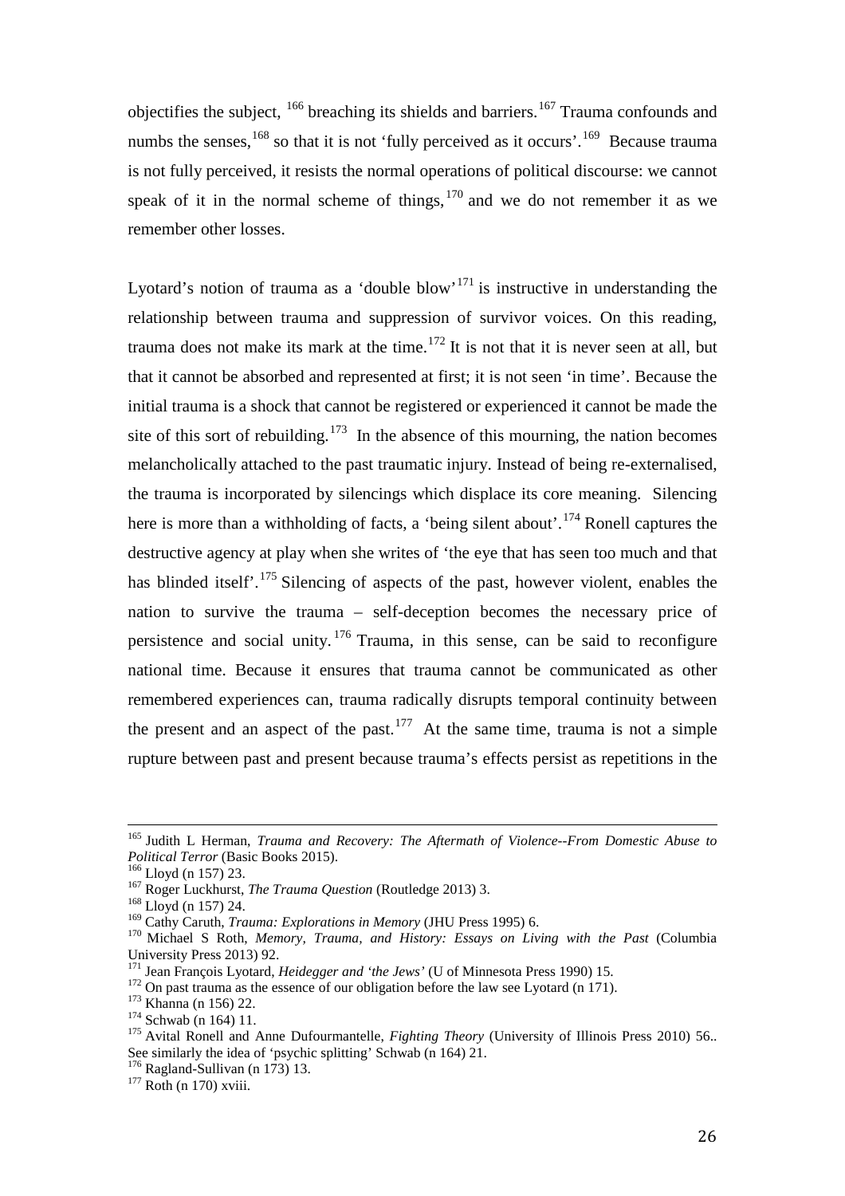objectifies the subject, [166] breaching its shields and barriers.[167] Trauma confounds and numbs the senses,[168] so that it is not 'fully perceived as it occurs'.[169] Because trauma is not fully perceived, it resists the normal operations of political discourse: we cannot speak of it in the normal scheme of things,[170] and we do not remember it as we remember other losses.

Lyotard's notion of trauma as a 'double blow'[171] is instructive in understanding the relationship between trauma and suppression of survivor voices. On this reading, trauma does not make its mark at the time.[172] It is not that it is never seen at all, but that it cannot be absorbed and represented at first; it is not seen 'in time'. Because the initial trauma is a shock that cannot be registered or experienced it cannot be made the site of this sort of rebuilding.[173] In the absence of this mourning, the nation becomes melancholically attached to the past traumatic injury. Instead of being re-externalised, the trauma is incorporated by silencings which displace its core meaning. Silencing here is more than a withholding of facts, a 'being silent about'.[174] Ronell captures the destructive agency at play when she writes of 'the eye that has seen too much and that has blinded itself'.[175] Silencing of aspects of the past, however violent, enables the nation to survive the trauma – self-deception becomes the necessary price of persistence and social unity.[176] Trauma, in this sense, can be said to reconfigure national time. Because it ensures that trauma cannot be communicated as other remembered experiences can, trauma radically disrupts temporal continuity between the present and an aspect of the past.[177] At the same time, trauma is not a simple rupture between past and present because trauma's effects persist as repetitions in the

---

[165] Judith L Herman, *Trauma and Recovery: The Aftermath of Violence--From Domestic Abuse to Political Terror* (Basic Books 2015).

[166] Lloyd (n 157) 23.

[167] Roger Luckhurst, *The Trauma Question* (Routledge 2013) 3.

[168] Lloyd (n 157) 24.

[169] Cathy Caruth, *Trauma: Explorations in Memory* (JHU Press 1995) 6.

[170] Michael S Roth, *Memory, Trauma, and History: Essays on Living with the Past* (Columbia University Press 2013) 92.

[171] Jean François Lyotard, *Heidegger and 'the Jews'* (U of Minnesota Press 1990) 15.

[172] On past trauma as the essence of our obligation before the law see Lyotard (n 171).

[173] Khanna (n 156) 22.

[174] Schwab (n 164) 11.

[175] Avital Ronell and Anne Dufourmantelle, *Fighting Theory* (University of Illinois Press 2010) 56.. See similarly the idea of 'psychic splitting' Schwab (n 164) 21.

[176] Ragland-Sullivan (n 173) 13.

[177] Roth (n 170) xviii.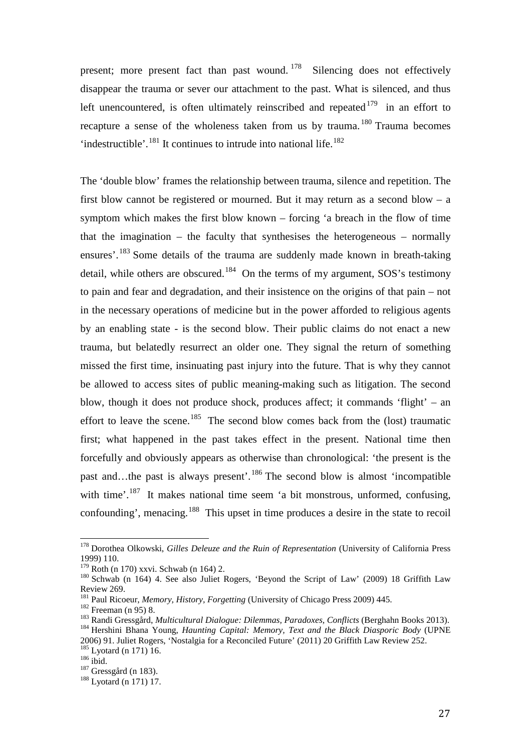present; more present fact than past wound.[178] Silencing does not effectively disappear the trauma or sever our attachment to the past. What is silenced, and thus left unencountered, is often ultimately reinscribed and repeated[179] in an effort to recapture a sense of the wholeness taken from us by trauma.[180] Trauma becomes 'indestructible'.[181] It continues to intrude into national life.[182]

The 'double blow' frames the relationship between trauma, silence and repetition. The first blow cannot be registered or mourned. But it may return as a second blow – a symptom which makes the first blow known – forcing 'a breach in the flow of time that the imagination – the faculty that synthesises the heterogeneous – normally ensures'.[183] Some details of the trauma are suddenly made known in breath-taking detail, while others are obscured.[184] On the terms of my argument, SOS's testimony to pain and fear and degradation, and their insistence on the origins of that pain – not in the necessary operations of medicine but in the power afforded to religious agents by an enabling state - is the second blow. Their public claims do not enact a new trauma, but belatedly resurrect an older one. They signal the return of something missed the first time, insinuating past injury into the future. That is why they cannot be allowed to access sites of public meaning-making such as litigation. The second blow, though it does not produce shock, produces affect; it commands 'flight' – an effort to leave the scene.[185] The second blow comes back from the (lost) traumatic first; what happened in the past takes effect in the present. National time then forcefully and obviously appears as otherwise than chronological: 'the present is the past and…the past is always present'.[186] The second blow is almost 'incompatible with time'.[187] It makes national time seem 'a bit monstrous, unformed, confusing, confounding', menacing.[188] This upset in time produces a desire in the state to recoil

---

[178] Dorothea Olkowski, *Gilles Deleuze and the Ruin of Representation* (University of California Press 1999) 110.

[179] Roth (n 170) xxvi. Schwab (n 164) 2.

[180] Schwab (n 164) 4. See also Juliet Rogers, 'Beyond the Script of Law' (2009) 18 Griffith Law Review 269.

[181] Paul Ricoeur, *Memory, History, Forgetting* (University of Chicago Press 2009) 445.

[182] Freeman (n 95) 8.

[183] Randi Gressgård, *Multicultural Dialogue: Dilemmas, Paradoxes, Conflicts* (Berghahn Books 2013).

[184] Hershini Bhana Young, *Haunting Capital: Memory, Text and the Black Diasporic Body* (UPNE 2006) 91. Juliet Rogers, 'Nostalgia for a Reconciled Future' (2011) 20 Griffith Law Review 252.

[185] Lyotard (n 171) 16.

[186] ibid.

[187] Gressgård (n 183).

[188] Lyotard (n 171) 17.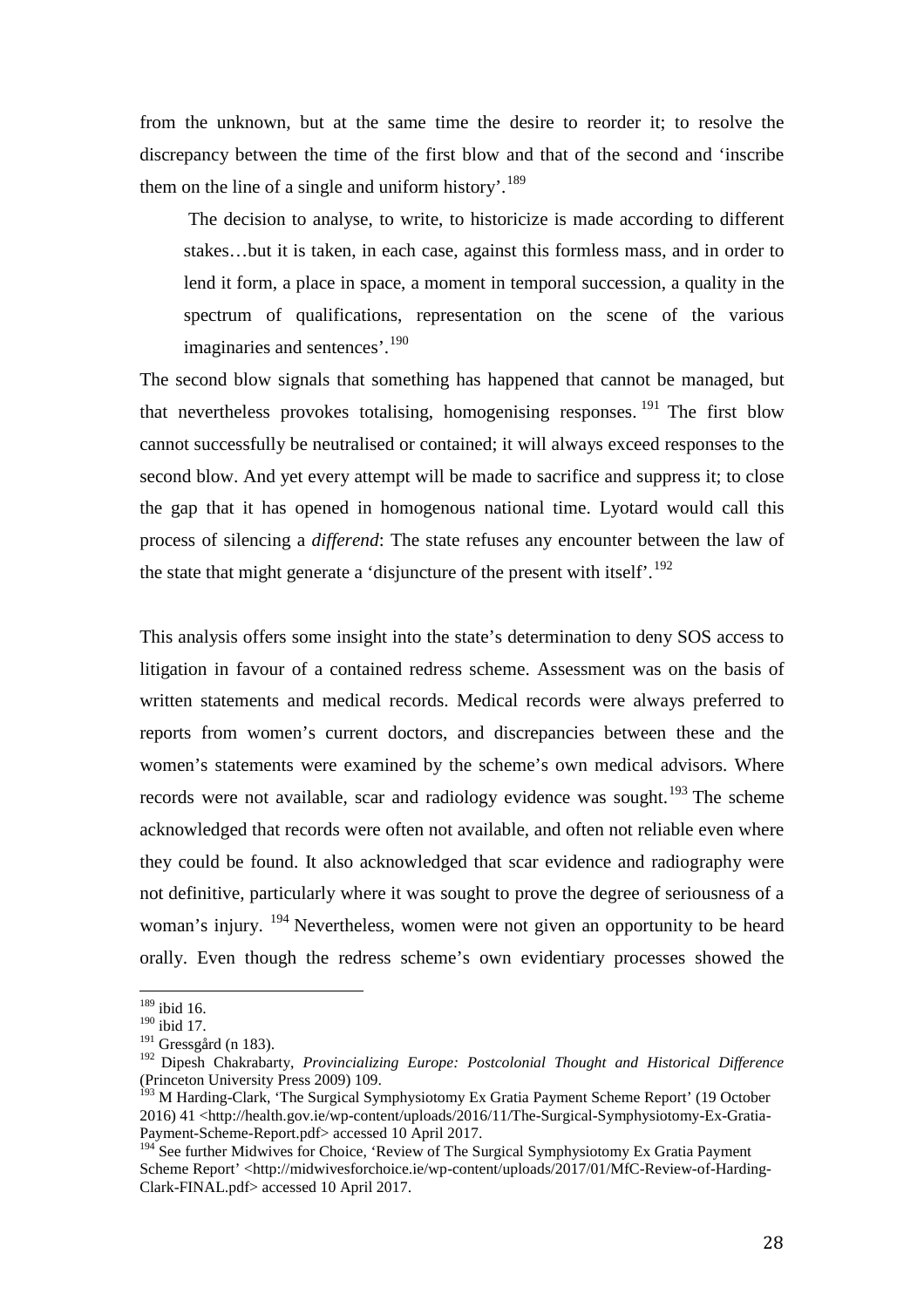from the unknown, but at the same time the desire to reorder it; to resolve the discrepancy between the time of the first blow and that of the second and 'inscribe them on the line of a single and uniform history'.[189]

> The decision to analyse, to write, to historicize is made according to different stakes…but it is taken, in each case, against this formless mass, and in order to lend it form, a place in space, a moment in temporal succession, a quality in the spectrum of qualifications, representation on the scene of the various imaginaries and sentences'.[190]

The second blow signals that something has happened that cannot be managed, but that nevertheless provokes totalising, homogenising responses.[191] The first blow cannot successfully be neutralised or contained; it will always exceed responses to the second blow. And yet every attempt will be made to sacrifice and suppress it; to close the gap that it has opened in homogenous national time. Lyotard would call this process of silencing a *differend*: The state refuses any encounter between the law of the state that might generate a 'disjuncture of the present with itself'.[192]

This analysis offers some insight into the state's determination to deny SOS access to litigation in favour of a contained redress scheme. Assessment was on the basis of written statements and medical records. Medical records were always preferred to reports from women's current doctors, and discrepancies between these and the women's statements were examined by the scheme's own medical advisors. Where records were not available, scar and radiology evidence was sought.[193] The scheme acknowledged that records were often not available, and often not reliable even where they could be found. It also acknowledged that scar evidence and radiography were not definitive, particularly where it was sought to prove the degree of seriousness of a woman's injury.[194] Nevertheless, women were not given an opportunity to be heard orally. Even though the redress scheme's own evidentiary processes showed the

---

[189] ibid 16.

[190] ibid 17.

[191] Gressgård (n 183).

[192] Dipesh Chakrabarty, *Provincializing Europe: Postcolonial Thought and Historical Difference* (Princeton University Press 2009) 109.

[193] M Harding-Clark, 'The Surgical Symphysiotomy Ex Gratia Payment Scheme Report' (19 October 2016) 41 <http://health.gov.ie/wp-content/uploads/2016/11/The-Surgical-Symphysiotomy-Ex-Gratia-Payment-Scheme-Report.pdf> accessed 10 April 2017.

[194] See further Midwives for Choice, 'Review of The Surgical Symphysiotomy Ex Gratia Payment Scheme Report' <http://midwivesforchoice.ie/wp-content/uploads/2017/01/MfC-Review-of-Harding-Clark-FINAL.pdf> accessed 10 April 2017.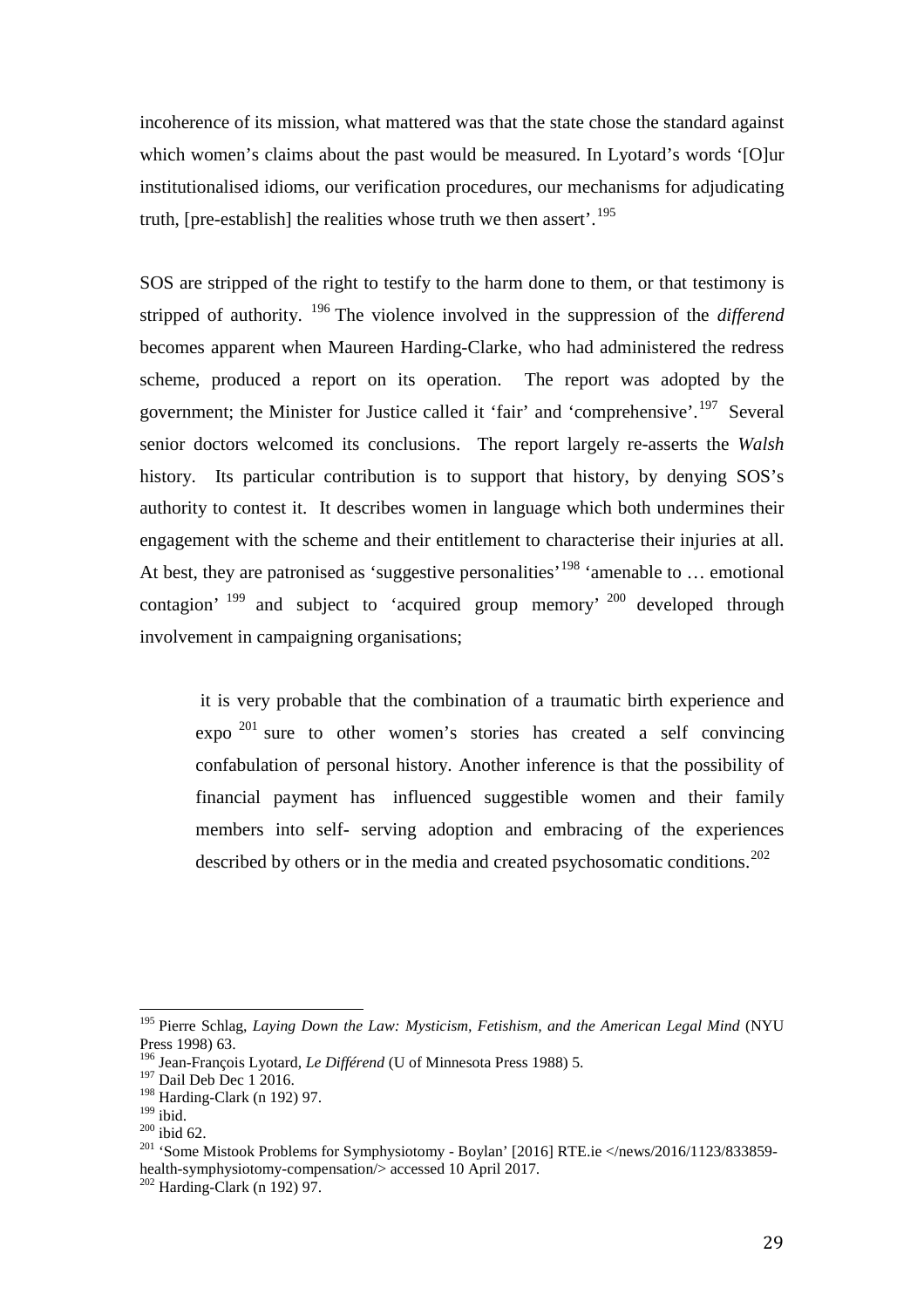incoherence of its mission, what mattered was that the state chose the standard against which women's claims about the past would be measured. In Lyotard's words '[O]ur institutionalised idioms, our verification procedures, our mechanisms for adjudicating truth, [pre-establish] the realities whose truth we then assert'.[195]

SOS are stripped of the right to testify to the harm done to them, or that testimony is stripped of authority. [196] The violence involved in the suppression of the *differend* becomes apparent when Maureen Harding-Clarke, who had administered the redress scheme, produced a report on its operation. The report was adopted by the government; the Minister for Justice called it 'fair' and 'comprehensive'.[197] Several senior doctors welcomed its conclusions. The report largely re-asserts the *Walsh* history. Its particular contribution is to support that history, by denying SOS's authority to contest it. It describes women in language which both undermines their engagement with the scheme and their entitlement to characterise their injuries at all. At best, they are patronised as 'suggestive personalities'[198] 'amenable to … emotional contagion' [199] and subject to 'acquired group memory' [200] developed through involvement in campaigning organisations;

> it is very probable that the combination of a traumatic birth experience and expo [201] sure to other women's stories has created a self convincing confabulation of personal history. Another inference is that the possibility of financial payment has influenced suggestible women and their family members into self- serving adoption and embracing of the experiences described by others or in the media and created psychosomatic conditions.[202]

---

[195] Pierre Schlag, *Laying Down the Law: Mysticism, Fetishism, and the American Legal Mind* (NYU Press 1998) 63.

[196] Jean-François Lyotard, *Le Différend* (U of Minnesota Press 1988) 5.

[197] Dail Deb Dec 1 2016.

[198] Harding-Clark (n 192) 97.

[199] ibid.

[200] ibid 62.

[201] 'Some Mistook Problems for Symphysiotomy - Boylan' [2016] RTE.ie </news/2016/1123/833859-health-symphysiotomy-compensation/> accessed 10 April 2017.

[202] Harding-Clark (n 192) 97.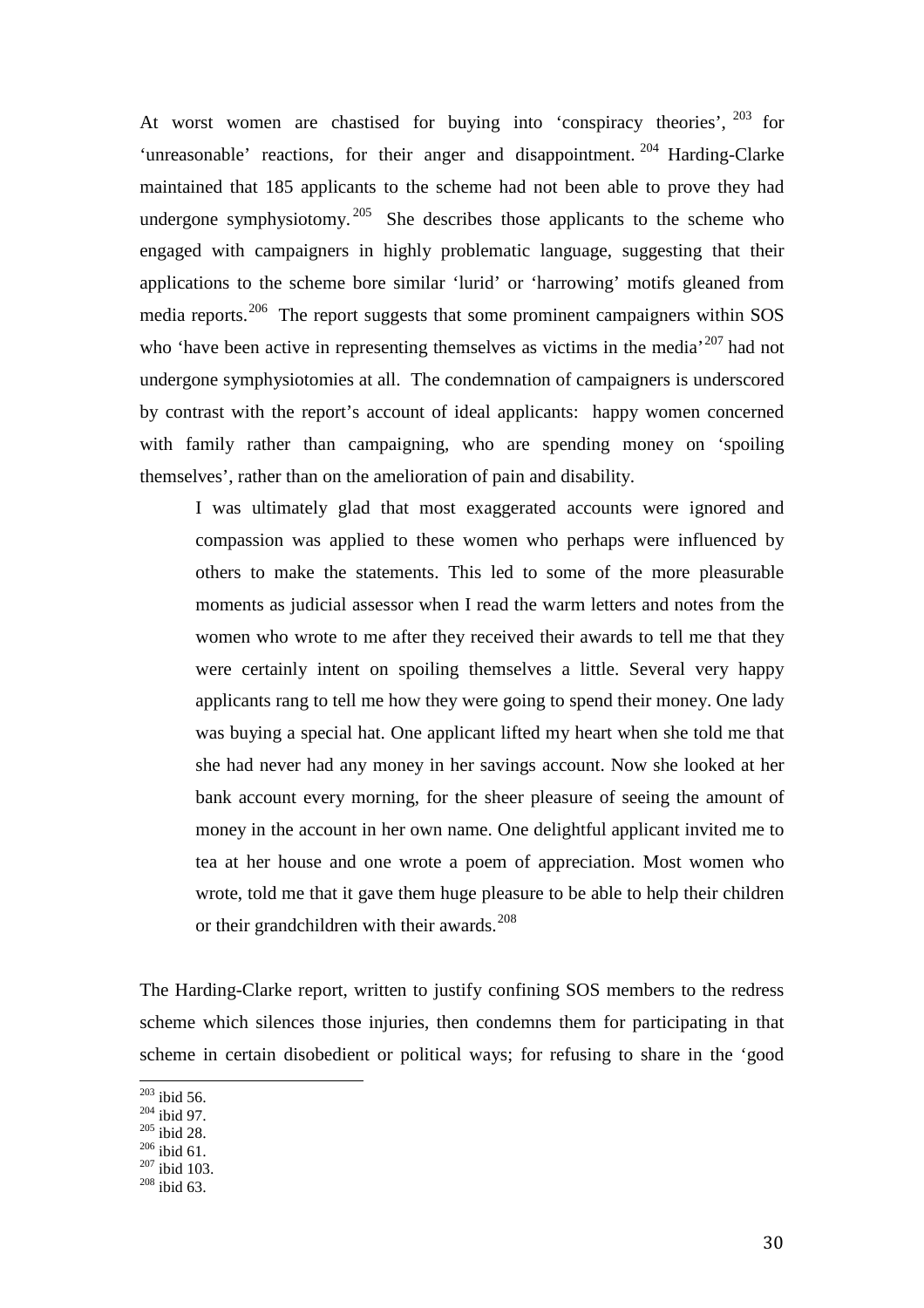At worst women are chastised for buying into 'conspiracy theories',[203] for 'unreasonable' reactions, for their anger and disappointment.[204] Harding-Clarke maintained that 185 applicants to the scheme had not been able to prove they had undergone symphysiotomy.[205] She describes those applicants to the scheme who engaged with campaigners in highly problematic language, suggesting that their applications to the scheme bore similar 'lurid' or 'harrowing' motifs gleaned from media reports.[206] The report suggests that some prominent campaigners within SOS who 'have been active in representing themselves as victims in the media'[207] had not undergone symphysiotomies at all. The condemnation of campaigners is underscored by contrast with the report's account of ideal applicants: happy women concerned with family rather than campaigning, who are spending money on 'spoiling themselves', rather than on the amelioration of pain and disability.

> I was ultimately glad that most exaggerated accounts were ignored and compassion was applied to these women who perhaps were influenced by others to make the statements. This led to some of the more pleasurable moments as judicial assessor when I read the warm letters and notes from the women who wrote to me after they received their awards to tell me that they were certainly intent on spoiling themselves a little. Several very happy applicants rang to tell me how they were going to spend their money. One lady was buying a special hat. One applicant lifted my heart when she told me that she had never had any money in her savings account. Now she looked at her bank account every morning, for the sheer pleasure of seeing the amount of money in the account in her own name. One delightful applicant invited me to tea at her house and one wrote a poem of appreciation. Most women who wrote, told me that it gave them huge pleasure to be able to help their children or their grandchildren with their awards.[208]

The Harding-Clarke report, written to justify confining SOS members to the redress scheme which silences those injuries, then condemns them for participating in that scheme in certain disobedient or political ways; for refusing to share in the 'good

[203] ibid 56.
[204] ibid 97.
[205] ibid 28.
[206] ibid 61.
[207] ibid 103.
[208] ibid 63.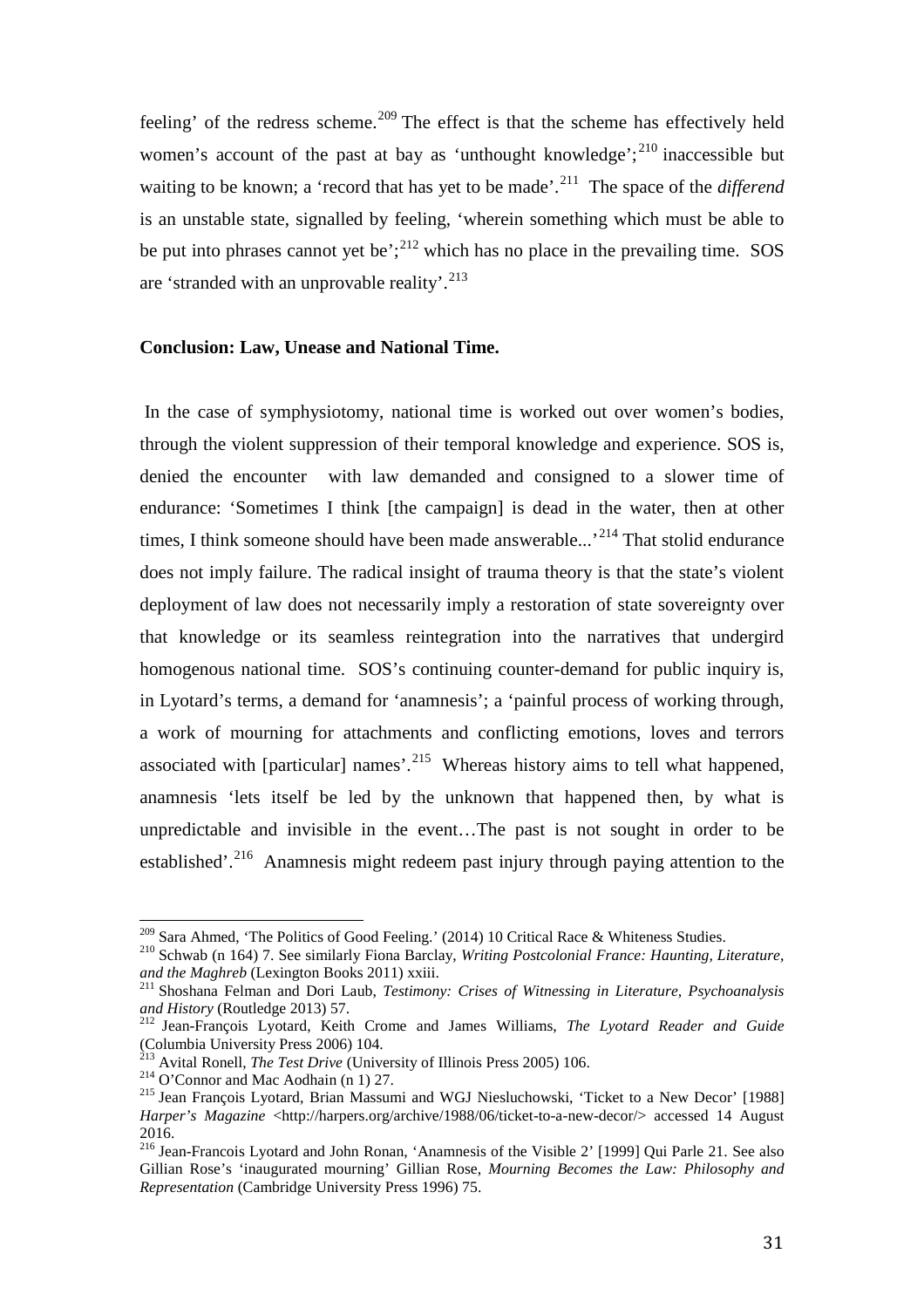feeling' of the redress scheme.[209] The effect is that the scheme has effectively held women's account of the past at bay as 'unthought knowledge';[210] inaccessible but waiting to be known; a 'record that has yet to be made'.[211] The space of the *differend* is an unstable state, signalled by feeling, 'wherein something which must be able to be put into phrases cannot yet be';[212] which has no place in the prevailing time. SOS are 'stranded with an unprovable reality'.[213]

**Conclusion: Law, Unease and National Time.**

In the case of symphysiotomy, national time is worked out over women's bodies, through the violent suppression of their temporal knowledge and experience. SOS is, denied the encounter with law demanded and consigned to a slower time of endurance: 'Sometimes I think [the campaign] is dead in the water, then at other times, I think someone should have been made answerable...'[214] That stolid endurance does not imply failure. The radical insight of trauma theory is that the state's violent deployment of law does not necessarily imply a restoration of state sovereignty over that knowledge or its seamless reintegration into the narratives that undergird homogenous national time. SOS's continuing counter-demand for public inquiry is, in Lyotard's terms, a demand for 'anamnesis'; a 'painful process of working through, a work of mourning for attachments and conflicting emotions, loves and terrors associated with [particular] names'.[215] Whereas history aims to tell what happened, anamnesis 'lets itself be led by the unknown that happened then, by what is unpredictable and invisible in the event…The past is not sought in order to be established'.[216] Anamnesis might redeem past injury through paying attention to the

---

[209] Sara Ahmed, 'The Politics of Good Feeling.' (2014) 10 Critical Race & Whiteness Studies.

[210] Schwab (n 164) 7. See similarly Fiona Barclay, *Writing Postcolonial France: Haunting, Literature, and the Maghreb* (Lexington Books 2011) xxiii.

[211] Shoshana Felman and Dori Laub, *Testimony: Crises of Witnessing in Literature, Psychoanalysis and History* (Routledge 2013) 57.

[212] Jean-François Lyotard, Keith Crome and James Williams, *The Lyotard Reader and Guide* (Columbia University Press 2006) 104.

[213] Avital Ronell, *The Test Drive* (University of Illinois Press 2005) 106.

[214] O'Connor and Mac Aodhain (n 1) 27.

[215] Jean François Lyotard, Brian Massumi and WGJ Niesluchowski, 'Ticket to a New Decor' [1988] *Harper's Magazine* <http://harpers.org/archive/1988/06/ticket-to-a-new-decor/> accessed 14 August 2016.

[216] Jean-Francois Lyotard and John Ronan, 'Anamnesis of the Visible 2' [1999] Qui Parle 21. See also Gillian Rose's 'inaugurated mourning' Gillian Rose, *Mourning Becomes the Law: Philosophy and Representation* (Cambridge University Press 1996) 75.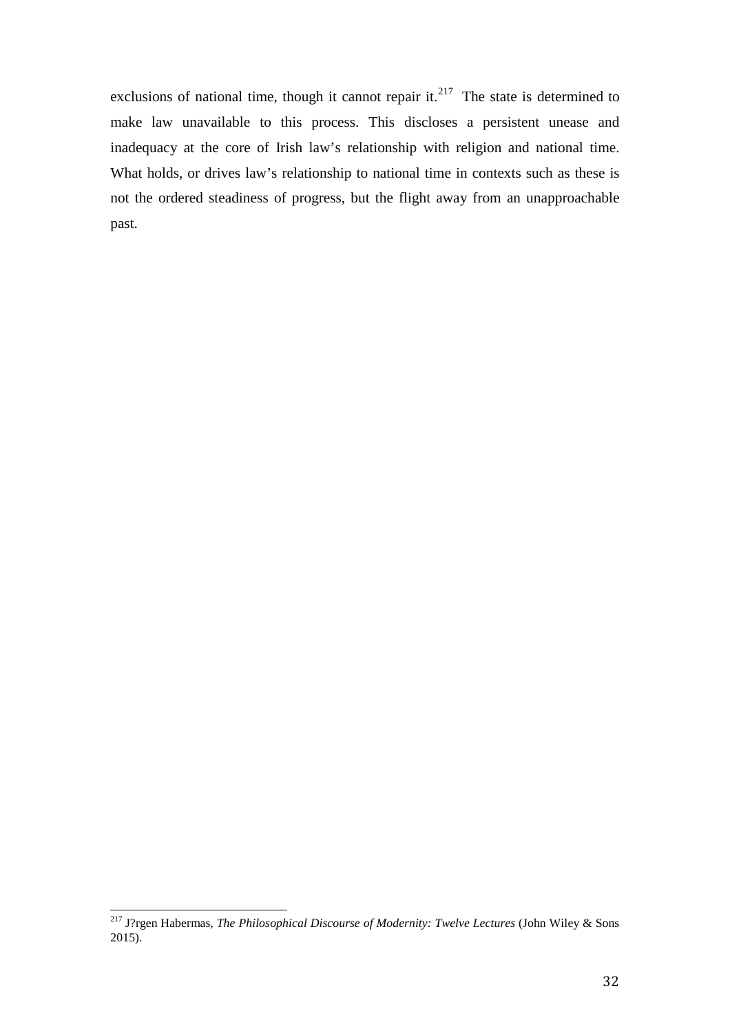exclusions of national time, though it cannot repair it.[217] The state is determined to make law unavailable to this process. This discloses a persistent unease and inadequacy at the core of Irish law's relationship with religion and national time. What holds, or drives law's relationship to national time in contexts such as these is not the ordered steadiness of progress, but the flight away from an unapproachable past.

---

[217] J?rgen Habermas, *The Philosophical Discourse of Modernity: Twelve Lectures* (John Wiley & Sons 2015).